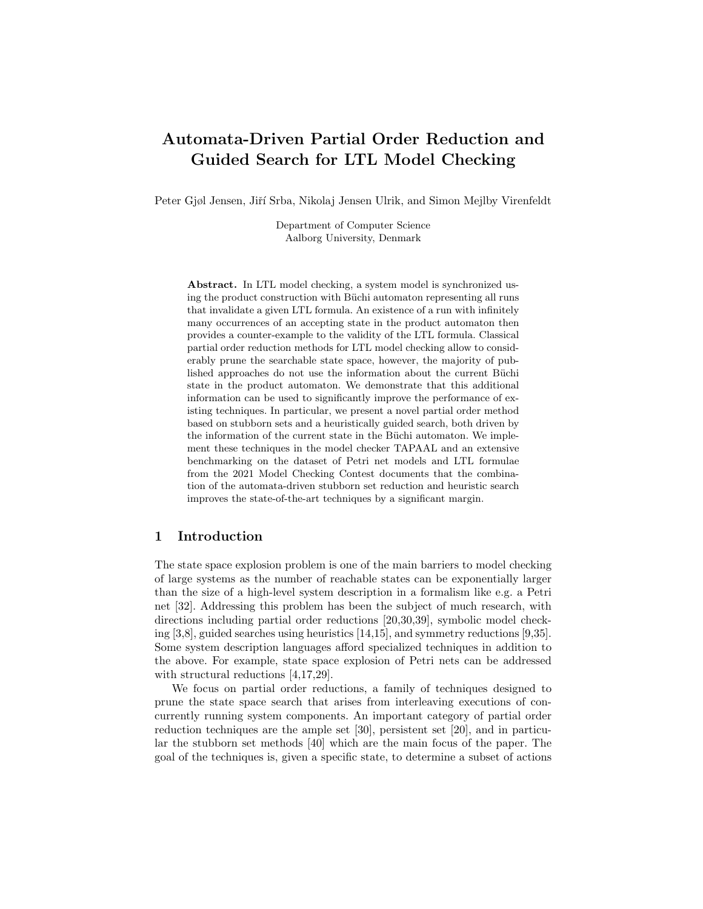# Automata-Driven Partial Order Reduction and Guided Search for LTL Model Checking

Peter Gjøl Jensen, Jiří Srba, Nikolaj Jensen Ulrik, and Simon Mejlby Virenfeldt

Department of Computer Science
Aalborg University, Denmark

**Abstract.** In LTL model checking, a system model is synchronized using the product construction with Büchi automaton representing all runs that invalidate a given LTL formula. An existence of a run with infinitely many occurrences of an accepting state in the product automaton then provides a counter-example to the validity of the LTL formula. Classical partial order reduction methods for LTL model checking allow to considerably prune the searchable state space, however, the majority of published approaches do not use the information about the current Büchi state in the product automaton. We demonstrate that this additional information can be used to significantly improve the performance of existing techniques. In particular, we present a novel partial order method based on stubborn sets and a heuristically guided search, both driven by the information of the current state in the Büchi automaton. We implement these techniques in the model checker TAPAAL and an extensive benchmarking on the dataset of Petri net models and LTL formulae from the 2021 Model Checking Contest documents that the combination of the automata-driven stubborn set reduction and heuristic search improves the state-of-the-art techniques by a significant margin.

## 1 Introduction

The state space explosion problem is one of the main barriers to model checking of large systems as the number of reachable states can be exponentially larger than the size of a high-level system description in a formalism like e.g. a Petri net [32]. Addressing this problem has been the subject of much research, with directions including partial order reductions [20,30,39], symbolic model checking [3,8], guided searches using heuristics [14,15], and symmetry reductions [9,35]. Some system description languages afford specialized techniques in addition to the above. For example, state space explosion of Petri nets can be addressed with structural reductions [4,17,29].

We focus on partial order reductions, a family of techniques designed to prune the state space search that arises from interleaving executions of concurrently running system components. An important category of partial order reduction techniques are the ample set [30], persistent set [20], and in particular the stubborn set methods [40] which are the main focus of the paper. The goal of the techniques is, given a specific state, to determine a subset of actions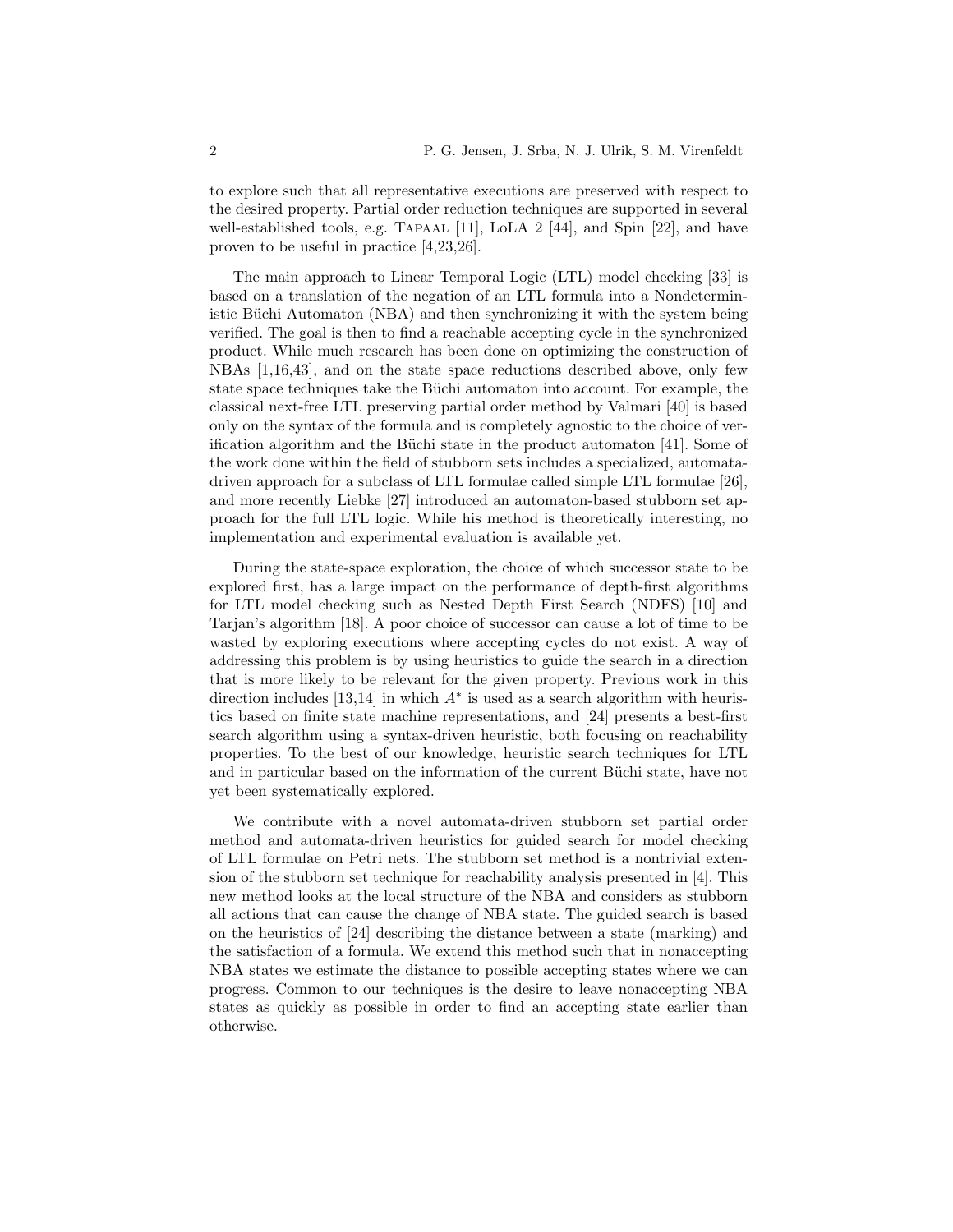to explore such that all representative executions are preserved with respect to the desired property. Partial order reduction techniques are supported in several well-established tools, e.g. TAPAAL [11], LoLA 2 [44], and Spin [22], and have proven to be useful in practice [4,23,26].

The main approach to Linear Temporal Logic (LTL) model checking [33] is based on a translation of the negation of an LTL formula into a Nondeterministic Büchi Automaton (NBA) and then synchronizing it with the system being verified. The goal is then to find a reachable accepting cycle in the synchronized product. While much research has been done on optimizing the construction of NBAs [1,16,43], and on the state space reductions described above, only few state space techniques take the Büchi automaton into account. For example, the classical next-free LTL preserving partial order method by Valmari [40] is based only on the syntax of the formula and is completely agnostic to the choice of verification algorithm and the Büchi state in the product automaton [41]. Some of the work done within the field of stubborn sets includes a specialized, automata-driven approach for a subclass of LTL formulae called simple LTL formulae [26], and more recently Liebke [27] introduced an automaton-based stubborn set approach for the full LTL logic. While his method is theoretically interesting, no implementation and experimental evaluation is available yet.

During the state-space exploration, the choice of which successor state to be explored first, has a large impact on the performance of depth-first algorithms for LTL model checking such as Nested Depth First Search (NDFS) [10] and Tarjan's algorithm [18]. A poor choice of successor can cause a lot of time to be wasted by exploring executions where accepting cycles do not exist. A way of addressing this problem is by using heuristics to guide the search in a direction that is more likely to be relevant for the given property. Previous work in this direction includes [13,14] in which $A^*$ is used as a search algorithm with heuristics based on finite state machine representations, and [24] presents a best-first search algorithm using a syntax-driven heuristic, both focusing on reachability properties. To the best of our knowledge, heuristic search techniques for LTL and in particular based on the information of the current Büchi state, have not yet been systematically explored.

We contribute with a novel automata-driven stubborn set partial order method and automata-driven heuristics for guided search for model checking of LTL formulae on Petri nets. The stubborn set method is a nontrivial extension of the stubborn set technique for reachability analysis presented in [4]. This new method looks at the local structure of the NBA and considers as stubborn all actions that can cause the change of NBA state. The guided search is based on the heuristics of [24] describing the distance between a state (marking) and the satisfaction of a formula. We extend this method such that in nonaccepting NBA states we estimate the distance to possible accepting states where we can progress. Common to our techniques is the desire to leave nonaccepting NBA states as quickly as possible in order to find an accepting state earlier than otherwise.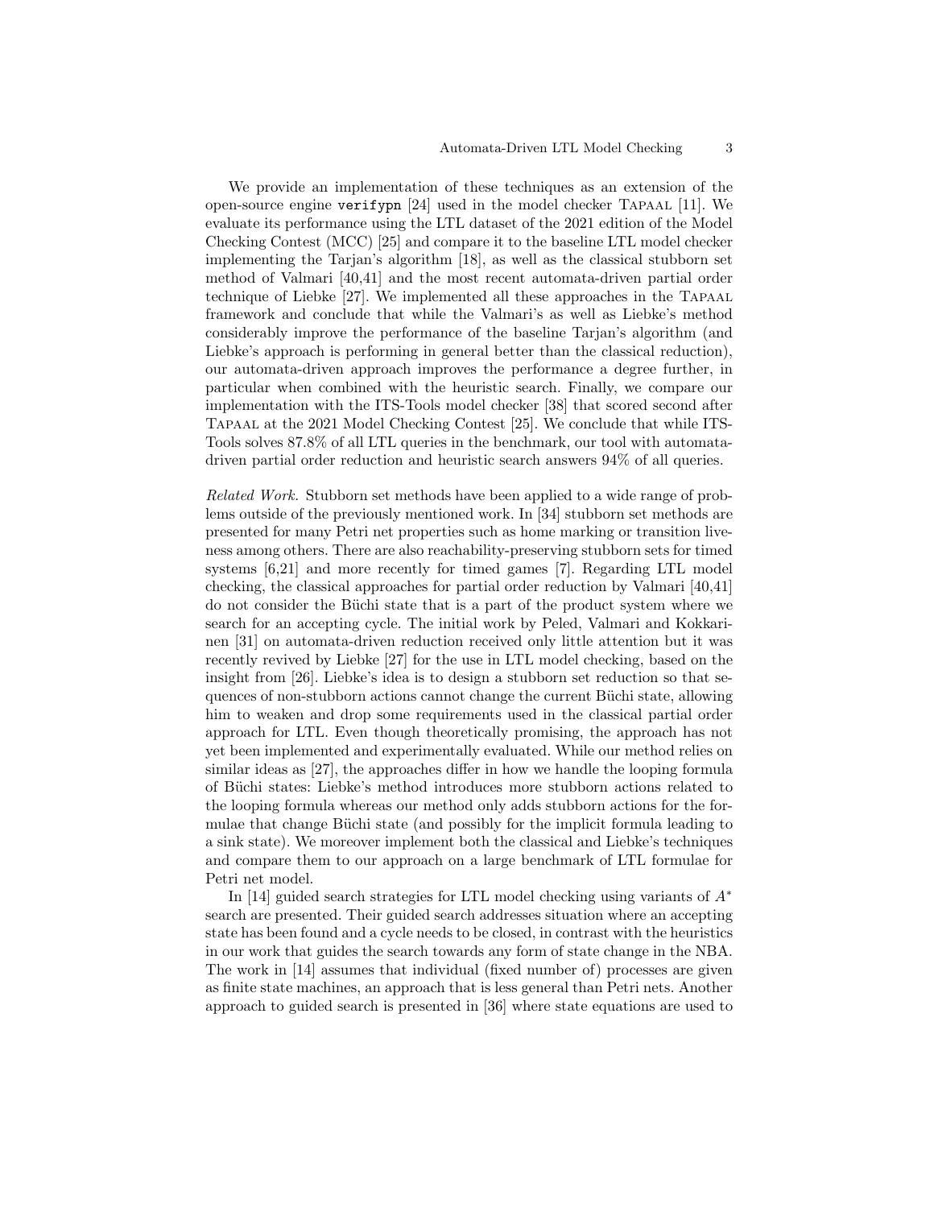We provide an implementation of these techniques as an extension of the open-source engine `verifypn` [24] used in the model checker Tapaal [11]. We evaluate its performance using the LTL dataset of the 2021 edition of the Model Checking Contest (MCC) [25] and compare it to the baseline LTL model checker implementing the Tarjan's algorithm [18], as well as the classical stubborn set method of Valmari [40,41] and the most recent automata-driven partial order technique of Liebke [27]. We implemented all these approaches in the Tapaal framework and conclude that while the Valmari's as well as Liebke's method considerably improve the performance of the baseline Tarjan's algorithm (and Liebke's approach is performing in general better than the classical reduction), our automata-driven approach improves the performance a degree further, in particular when combined with the heuristic search. Finally, we compare our implementation with the ITS-Tools model checker [38] that scored second after Tapaal at the 2021 Model Checking Contest [25]. We conclude that while ITS-Tools solves 87.8% of all LTL queries in the benchmark, our tool with automata-driven partial order reduction and heuristic search answers 94% of all queries.

*Related Work.* Stubborn set methods have been applied to a wide range of problems outside of the previously mentioned work. In [34] stubborn set methods are presented for many Petri net properties such as home marking or transition liveness among others. There are also reachability-preserving stubborn sets for timed systems [6,21] and more recently for timed games [7]. Regarding LTL model checking, the classical approaches for partial order reduction by Valmari [40,41] do not consider the Büchi state that is a part of the product system where we search for an accepting cycle. The initial work by Peled, Valmari and Kokkarinen [31] on automata-driven reduction received only little attention but it was recently revived by Liebke [27] for the use in LTL model checking, based on the insight from [26]. Liebke's idea is to design a stubborn set reduction so that sequences of non-stubborn actions cannot change the current Büchi state, allowing him to weaken and drop some requirements used in the classical partial order approach for LTL. Even though theoretically promising, the approach has not yet been implemented and experimentally evaluated. While our method relies on similar ideas as [27], the approaches differ in how we handle the looping formula of Büchi states: Liebke's method introduces more stubborn actions related to the looping formula whereas our method only adds stubborn actions for the formulae that change Büchi state (and possibly for the implicit formula leading to a sink state). We moreover implement both the classical and Liebke's techniques and compare them to our approach on a large benchmark of LTL formulae for Petri net model.

In [14] guided search strategies for LTL model checking using variants of $A^*$ search are presented. Their guided search addresses situation where an accepting state has been found and a cycle needs to be closed, in contrast with the heuristics in our work that guides the search towards any form of state change in the NBA. The work in [14] assumes that individual (fixed number of) processes are given as finite state machines, an approach that is less general than Petri nets. Another approach to guided search is presented in [36] where state equations are used to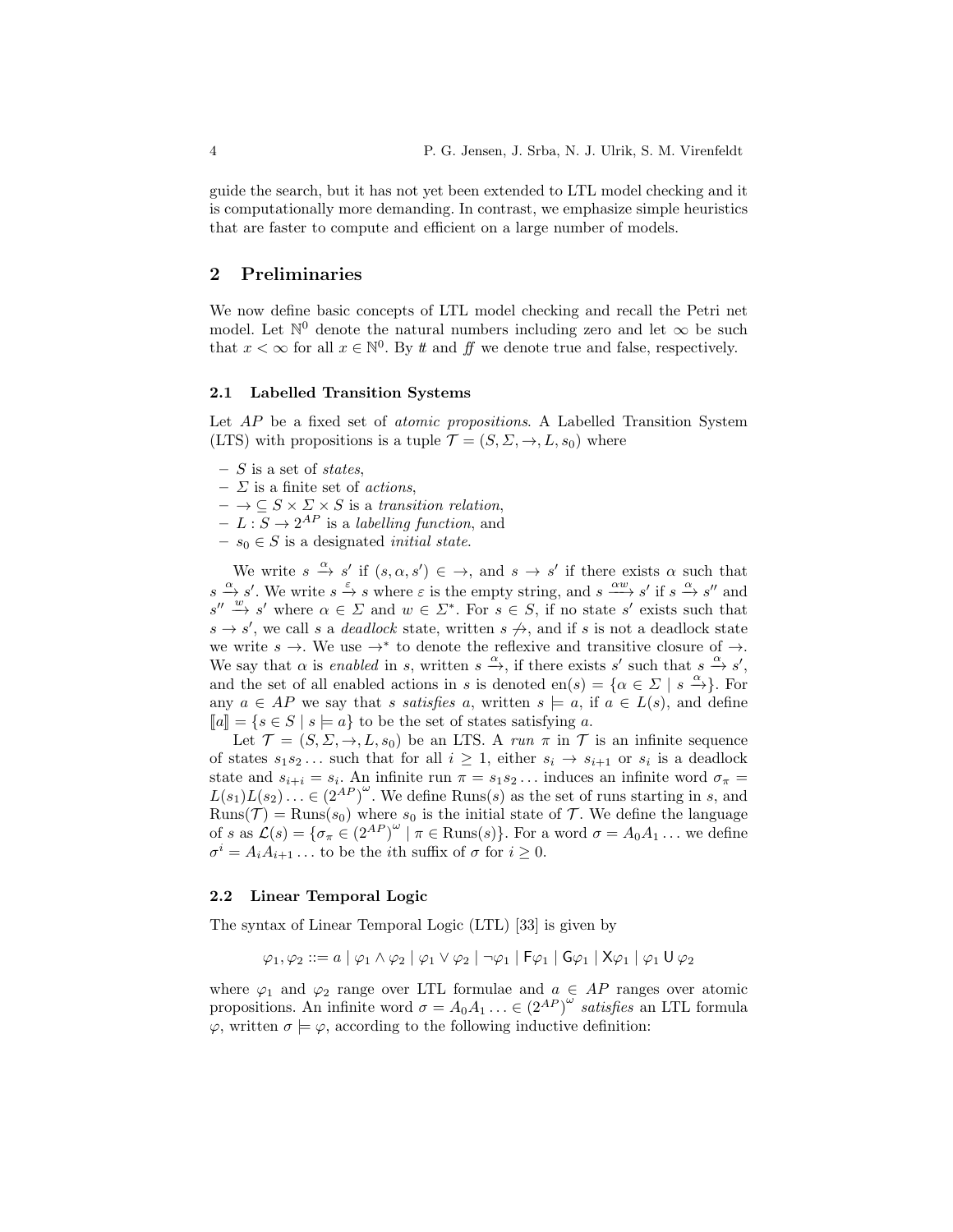guide the search, but it has not yet been extended to LTL model checking and it is computationally more demanding. In contrast, we emphasize simple heuristics that are faster to compute and efficient on a large number of models.

## 2 Preliminaries

We now define basic concepts of LTL model checking and recall the Petri net model. Let $\mathbb{N}^0$ denote the natural numbers including zero and let $\infty$ be such that $x < \infty$ for all $x \in \mathbb{N}^0$. By $tt$ and $ff$ we denote true and false, respectively.

### 2.1 Labelled Transition Systems

Let $AP$ be a fixed set of *atomic propositions*. A Labelled Transition System (LTS) with propositions is a tuple $\mathcal{T} = (S, \Sigma, \rightarrow, L, s_0)$ where

- $S$ is a set of *states*,
- $\Sigma$ is a finite set of *actions*,
- $\rightarrow \subseteq S \times \Sigma \times S$ is a *transition relation*,
- $L : S \rightarrow 2^{AP}$ is a *labelling function*, and
- $s_0 \in S$ is a designated *initial state*.

We write $s \xrightarrow{\alpha} s'$ if $(s, \alpha, s') \in \rightarrow$, and $s \rightarrow s'$ if there exists $\alpha$ such that $s \xrightarrow{\alpha} s'$. We write $s \xrightarrow{\varepsilon} s$ where $\varepsilon$ is the empty string, and $s \xrightarrow{\alpha w} s'$ if $s \xrightarrow{\alpha} s''$ and $s'' \xrightarrow{w} s'$ where $\alpha \in \Sigma$ and $w \in \Sigma^*$. For $s \in S$, if no state $s'$ exists such that $s \rightarrow s'$, we call $s$ a *deadlock* state, written $s \not\rightarrow$, and if $s$ is not a deadlock state we write $s \rightarrow$. We use $\rightarrow^*$ to denote the reflexive and transitive closure of $\rightarrow$. We say that $\alpha$ is *enabled* in $s$, written $s \xrightarrow{\alpha}$, if there exists $s'$ such that $s \xrightarrow{\alpha} s'$, and the set of all enabled actions in $s$ is denoted $\text{en}(s) = \{\alpha \in \Sigma \mid s \xrightarrow{\alpha}\}$. For any $a \in AP$ we say that $s$ *satisfies* $a$, written $s \models a$, if $a \in L(s)$, and define $[\![a]\!] = \{s \in S \mid s \models a\}$ to be the set of states satisfying $a$.

Let $\mathcal{T} = (S, \Sigma, \rightarrow, L, s_0)$ be an LTS. A *run* $\pi$ in $\mathcal{T}$ is an infinite sequence of states $s_1 s_2 \ldots$ such that for all $i \geq 1$, either $s_i \rightarrow s_{i+1}$ or $s_i$ is a deadlock state and $s_{i+i} = s_i$. An infinite run $\pi = s_1 s_2 \ldots$ induces an infinite word $\sigma_\pi = L(s_1)L(s_2) \ldots \in (2^{AP})^\omega$. We define $\text{Runs}(s)$ as the set of runs starting in $s$, and $\text{Runs}(\mathcal{T}) = \text{Runs}(s_0)$ where $s_0$ is the initial state of $\mathcal{T}$. We define the language of $s$ as $\mathcal{L}(s) = \{\sigma_\pi \in (2^{AP})^\omega \mid \pi \in \text{Runs}(s)\}$. For a word $\sigma = A_0 A_1 \ldots$ we define $\sigma^i = A_i A_{i+1} \ldots$ to be the $i$th suffix of $\sigma$ for $i \geq 0$.

### 2.2 Linear Temporal Logic

The syntax of Linear Temporal Logic (LTL) [33] is given by

$$\varphi_1, \varphi_2 ::= a \mid \varphi_1 \wedge \varphi_2 \mid \varphi_1 \vee \varphi_2 \mid \neg\varphi_1 \mid \mathsf{F}\varphi_1 \mid \mathsf{G}\varphi_1 \mid \mathsf{X}\varphi_1 \mid \varphi_1 \,\mathsf{U}\, \varphi_2$$

where $\varphi_1$ and $\varphi_2$ range over LTL formulae and $a \in AP$ ranges over atomic propositions. An infinite word $\sigma = A_0 A_1 \ldots \in (2^{AP})^\omega$ *satisfies* an LTL formula $\varphi$, written $\sigma \models \varphi$, according to the following inductive definition: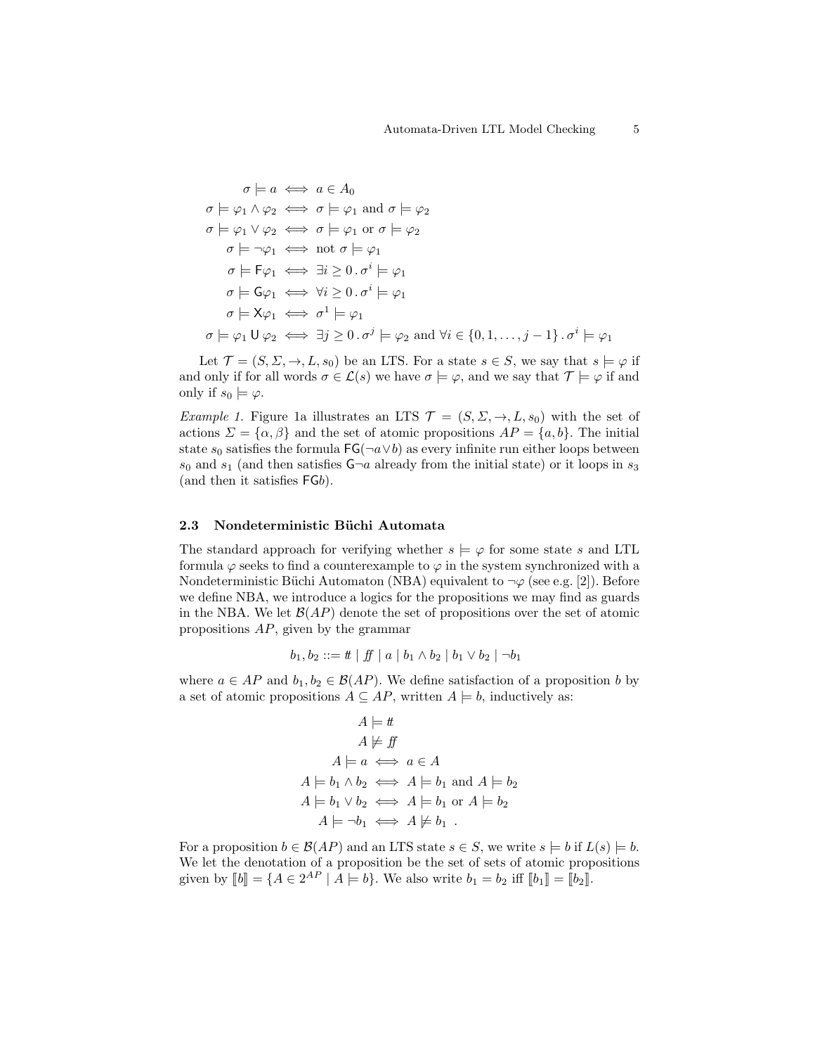$$
\begin{aligned}
\sigma \models a &\iff a \in A_0 \\
\sigma \models \varphi_1 \wedge \varphi_2 &\iff \sigma \models \varphi_1 \text{ and } \sigma \models \varphi_2 \\
\sigma \models \varphi_1 \vee \varphi_2 &\iff \sigma \models \varphi_1 \text{ or } \sigma \models \varphi_2 \\
\sigma \models \neg\varphi_1 &\iff \text{not } \sigma \models \varphi_1 \\
\sigma \models \mathsf{F}\varphi_1 &\iff \exists i \geq 0 \,.\, \sigma^i \models \varphi_1 \\
\sigma \models \mathsf{G}\varphi_1 &\iff \forall i \geq 0 \,.\, \sigma^i \models \varphi_1 \\
\sigma \models \mathsf{X}\varphi_1 &\iff \sigma^1 \models \varphi_1 \\
\sigma \models \varphi_1 \,\mathsf{U}\, \varphi_2 &\iff \exists j \geq 0 \,.\, \sigma^j \models \varphi_2 \text{ and } \forall i \in \{0, 1, \ldots, j-1\} \,.\, \sigma^i \models \varphi_1
\end{aligned}
$$

Let $\mathcal{T} = (S, \Sigma, \rightarrow, L, s_0)$ be an LTS. For a state $s \in S$, we say that $s \models \varphi$ if and only if for all words $\sigma \in \mathcal{L}(s)$ we have $\sigma \models \varphi$, and we say that $\mathcal{T} \models \varphi$ if and only if $s_0 \models \varphi$.

*Example 1.* Figure 1a illustrates an LTS $\mathcal{T} = (S, \Sigma, \rightarrow, L, s_0)$ with the set of actions $\Sigma = \{\alpha, \beta\}$ and the set of atomic propositions $AP = \{a, b\}$. The initial state $s_0$ satisfies the formula $\mathsf{FG}(\neg a \vee b)$ as every infinite run either loops between $s_0$ and $s_1$ (and then satisfies $\mathsf{G}\neg a$ already from the initial state) or it loops in $s_3$ (and then it satisfies $\mathsf{FG}b$).

### 2.3 Nondeterministic Büchi Automata

The standard approach for verifying whether $s \models \varphi$ for some state $s$ and LTL formula $\varphi$ seeks to find a counterexample to $\varphi$ in the system synchronized with a Nondeterministic Büchi Automaton (NBA) equivalent to $\neg\varphi$ (see e.g. [2]). Before we define NBA, we introduce a logics for the propositions we may find as guards in the NBA. We let $\mathcal{B}(AP)$ denote the set of propositions over the set of atomic propositions $AP$, given by the grammar

$$
b_1, b_2 ::= \mathit{tt} \mid \mathit{ff} \mid a \mid b_1 \wedge b_2 \mid b_1 \vee b_2 \mid \neg b_1
$$

where $a \in AP$ and $b_1, b_2 \in \mathcal{B}(AP)$. We define satisfaction of a proposition $b$ by a set of atomic propositions $A \subseteq AP$, written $A \models b$, inductively as:

$$
\begin{aligned}
A &\models \mathit{tt} \\
A &\not\models \mathit{ff} \\
A \models a &\iff a \in A \\
A \models b_1 \wedge b_2 &\iff A \models b_1 \text{ and } A \models b_2 \\
A \models b_1 \vee b_2 &\iff A \models b_1 \text{ or } A \models b_2 \\
A \models \neg b_1 &\iff A \not\models b_1 \enspace .
\end{aligned}
$$

For a proposition $b \in \mathcal{B}(AP)$ and an LTS state $s \in S$, we write $s \models b$ if $L(s) \models b$. We let the denotation of a proposition be the set of sets of atomic propositions given by $[\![b]\!] = \{A \in 2^{AP} \mid A \models b\}$. We also write $b_1 = b_2$ iff $[\![b_1]\!] = [\![b_2]\!]$.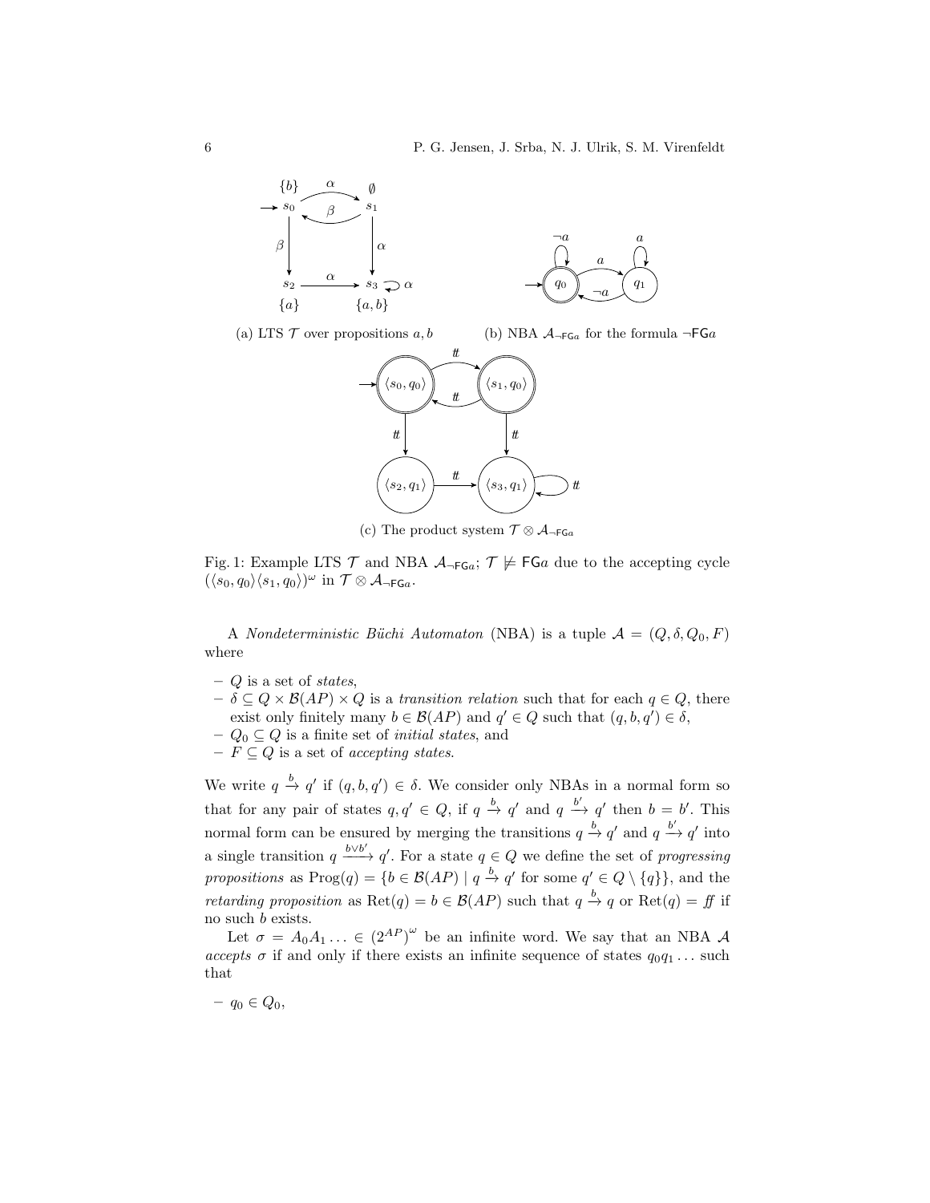(a) LTS $\mathcal{T}$ over propositions $a, b$

(b) NBA $\mathcal{A}_{\neg \mathsf{FG}a}$ for the formula $\neg\mathsf{FG}a$

(c) The product system $\mathcal{T} \otimes \mathcal{A}_{\neg \mathsf{FG}a}$

Fig. 1: Example LTS $\mathcal{T}$ and NBA $\mathcal{A}_{\neg \mathsf{FG}a}$; $\mathcal{T} \not\models \mathsf{FG}a$ due to the accepting cycle $(\langle s_0, q_0\rangle\langle s_1, q_0\rangle)^\omega$ in $\mathcal{T} \otimes \mathcal{A}_{\neg \mathsf{FG}a}$.

A *Nondeterministic Büchi Automaton* (NBA) is a tuple $\mathcal{A} = (Q, \delta, Q_0, F)$ where

- $Q$ is a set of *states*,
- $\delta \subseteq Q \times \mathcal{B}(AP) \times Q$ is a *transition relation* such that for each $q \in Q$, there exist only finitely many $b \in \mathcal{B}(AP)$ and $q' \in Q$ such that $(q, b, q') \in \delta$,
- $Q_0 \subseteq Q$ is a finite set of *initial states*, and
- $F \subseteq Q$ is a set of *accepting states*.

We write $q \xrightarrow{b} q'$ if $(q, b, q') \in \delta$. We consider only NBAs in a normal form so that for any pair of states $q, q' \in Q$, if $q \xrightarrow{b} q'$ and $q \xrightarrow{b'} q'$ then $b = b'$. This normal form can be ensured by merging the transitions $q \xrightarrow{b} q'$ and $q \xrightarrow{b'} q'$ into a single transition $q \xrightarrow{b \vee b'} q'$. For a state $q \in Q$ we define the set of *progressing propositions* as $\mathrm{Prog}(q) = \{b \in \mathcal{B}(AP) \mid q \xrightarrow{b} q' \text{ for some } q' \in Q \setminus \{q\}\}$, and the *retarding proposition* as $\mathrm{Ret}(q) = b \in \mathcal{B}(AP)$ such that $q \xrightarrow{b} q$ or $\mathrm{Ret}(q) = \mathit{ff}$ if no such $b$ exists.

Let $\sigma = A_0 A_1 \ldots \in (2^{AP})^\omega$ be an infinite word. We say that an NBA $\mathcal{A}$ *accepts* $\sigma$ if and only if there exists an infinite sequence of states $q_0 q_1 \ldots$ such that

- $q_0 \in Q_0$,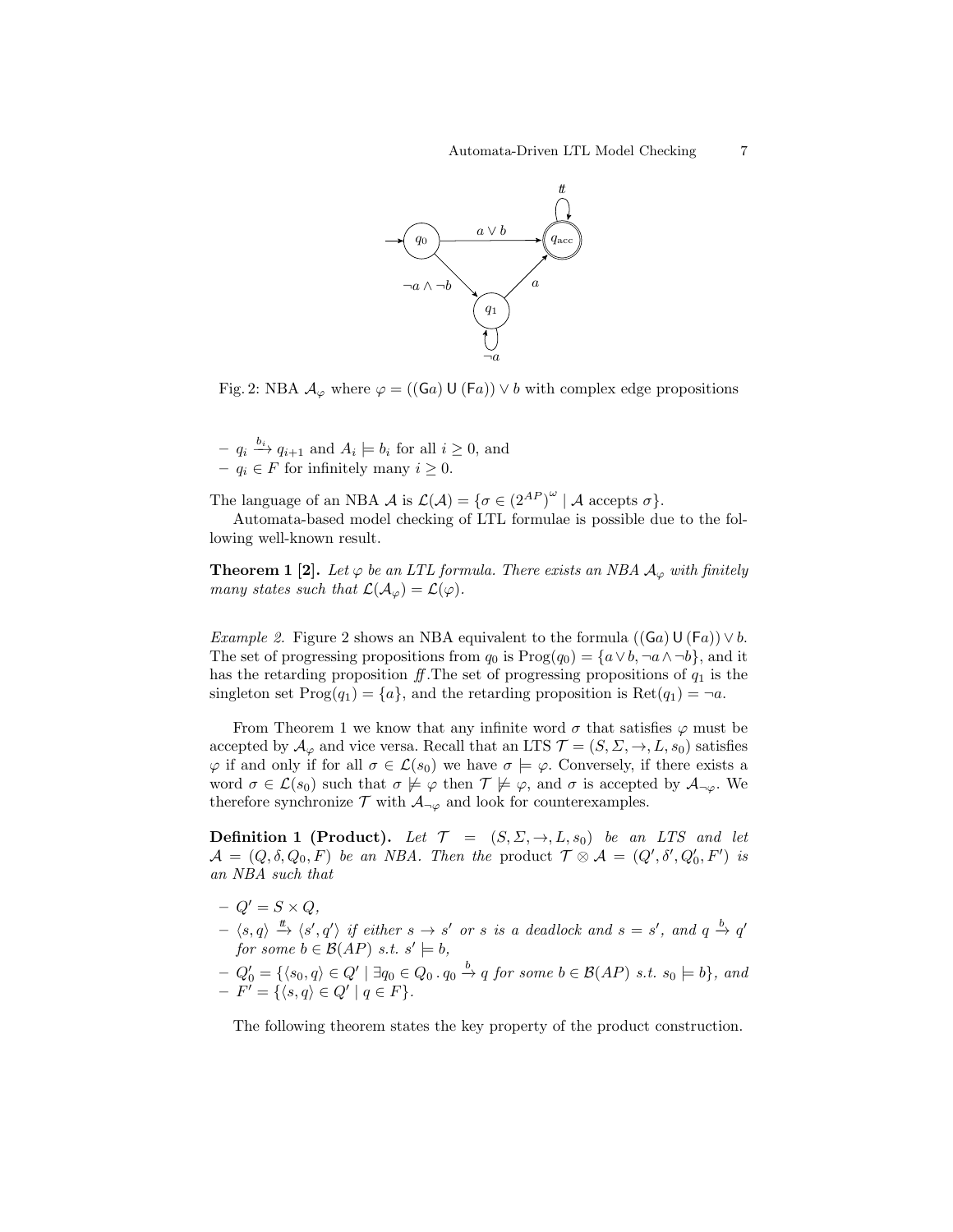Fig. 2: NBA $\mathcal{A}_\varphi$ where $\varphi = ((\mathsf{G}a)\,\mathsf{U}\,(\mathsf{F}a)) \vee b$ with complex edge propositions

- $q_i \xrightarrow{b_i} q_{i+1}$ and $A_i \models b_i$ for all $i \geq 0$, and
- $q_i \in F$ for infinitely many $i \geq 0$.

The language of an NBA $\mathcal{A}$ is $\mathcal{L}(\mathcal{A}) = \{\sigma \in (2^{AP})^\omega \mid \mathcal{A} \text{ accepts } \sigma\}$.

Automata-based model checking of LTL formulae is possible due to the following well-known result.

**Theorem 1 [2].** *Let $\varphi$ be an LTL formula. There exists an NBA $\mathcal{A}_\varphi$ with finitely many states such that $\mathcal{L}(\mathcal{A}_\varphi) = \mathcal{L}(\varphi)$.*

*Example 2.* Figure 2 shows an NBA equivalent to the formula $((\mathsf{G}a)\,\mathsf{U}\,(\mathsf{F}a)) \vee b$. The set of progressing propositions from $q_0$ is $\mathrm{Prog}(q_0) = \{a \vee b, \neg a \wedge \neg b\}$, and it has the retarding proposition $f\!f$.The set of progressing propositions of $q_1$ is the singleton set $\mathrm{Prog}(q_1) = \{a\}$, and the retarding proposition is $\mathrm{Ret}(q_1) = \neg a$.

From Theorem 1 we know that any infinite word $\sigma$ that satisfies $\varphi$ must be accepted by $\mathcal{A}_\varphi$ and vice versa. Recall that an LTS $\mathcal{T} = (S, \Sigma, \rightarrow, L, s_0)$ satisfies $\varphi$ if and only if for all $\sigma \in \mathcal{L}(s_0)$ we have $\sigma \models \varphi$. Conversely, if there exists a word $\sigma \in \mathcal{L}(s_0)$ such that $\sigma \not\models \varphi$ then $\mathcal{T} \not\models \varphi$, and $\sigma$ is accepted by $\mathcal{A}_{\neg\varphi}$. We therefore synchronize $\mathcal{T}$ with $\mathcal{A}_{\neg\varphi}$ and look for counterexamples.

**Definition 1 (Product).** *Let $\mathcal{T} = (S, \Sigma, \rightarrow, L, s_0)$ be an LTS and let $\mathcal{A} = (Q, \delta, Q_0, F)$ be an NBA. Then the* product *$\mathcal{T} \otimes \mathcal{A} = (Q', \delta', Q'_0, F')$ is an NBA such that*

- *$Q' = S \times Q$,*
- *$\langle s, q\rangle \xrightarrow{tt} \langle s', q'\rangle$ if either $s \rightarrow s'$ or $s$ is a deadlock and $s = s'$, and $q \xrightarrow{b} q'$ for some $b \in \mathcal{B}(AP)$ s.t. $s' \models b$,*
- *$Q'_0 = \{\langle s_0, q\rangle \in Q' \mid \exists q_0 \in Q_0 \,.\, q_0 \xrightarrow{b} q$ for some $b \in \mathcal{B}(AP)$ s.t. $s_0 \models b\}$, and*
- *$F' = \{\langle s, q\rangle \in Q' \mid q \in F\}$.*

The following theorem states the key property of the product construction.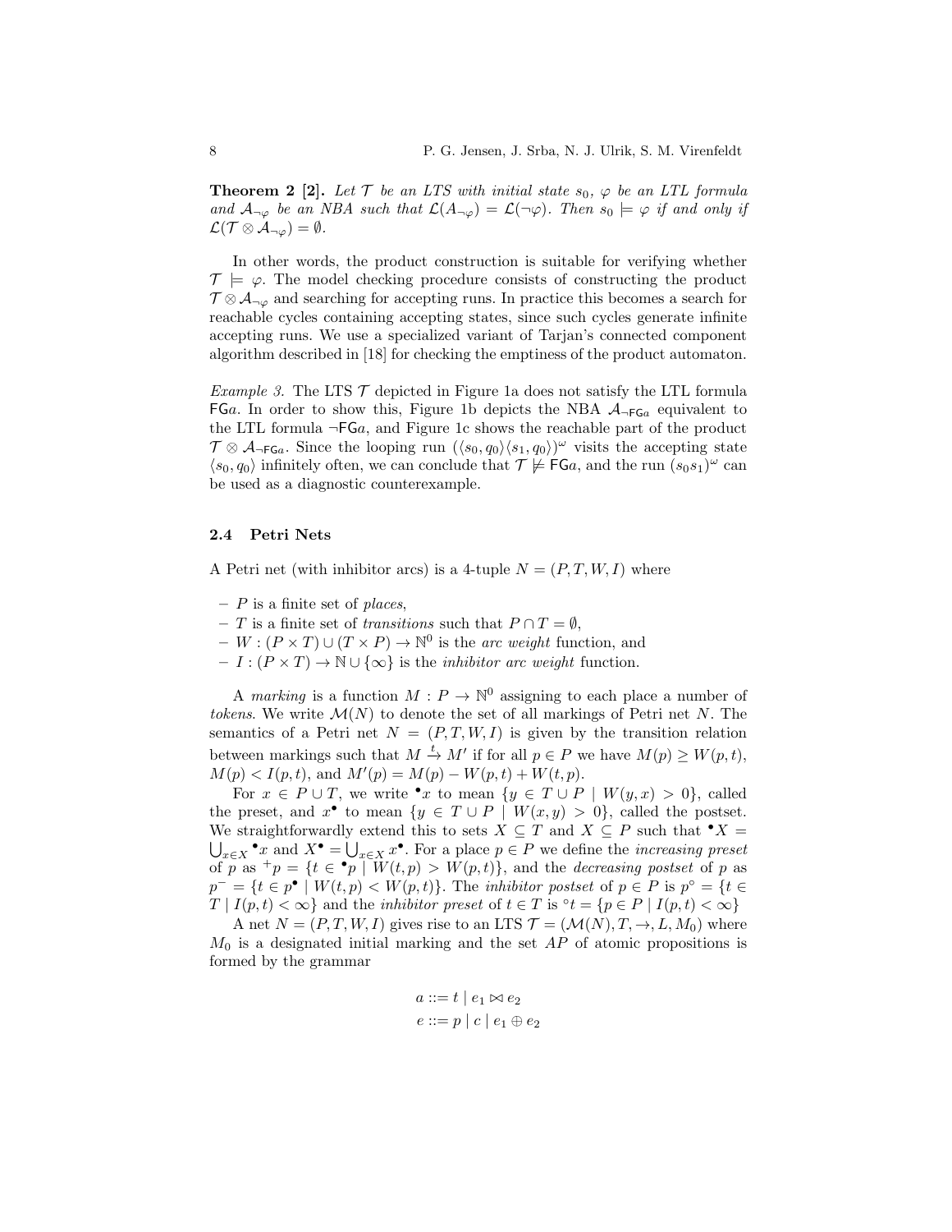**Theorem 2 [2].** *Let $\mathcal{T}$ be an LTS with initial state $s_0$, $\varphi$ be an LTL formula and $\mathcal{A}_{\neg\varphi}$ be an NBA such that $\mathcal{L}(A_{\neg\varphi}) = \mathcal{L}(\neg\varphi)$. Then $s_0 \models \varphi$ if and only if $\mathcal{L}(\mathcal{T} \otimes \mathcal{A}_{\neg\varphi}) = \emptyset$.*

In other words, the product construction is suitable for verifying whether $\mathcal{T} \models \varphi$. The model checking procedure consists of constructing the product $\mathcal{T} \otimes \mathcal{A}_{\neg\varphi}$ and searching for accepting runs. In practice this becomes a search for reachable cycles containing accepting states, since such cycles generate infinite accepting runs. We use a specialized variant of Tarjan's connected component algorithm described in [18] for checking the emptiness of the product automaton.

*Example 3.* The LTS $\mathcal{T}$ depicted in Figure 1a does not satisfy the LTL formula $\mathsf{FG}a$. In order to show this, Figure 1b depicts the NBA $\mathcal{A}_{\neg\mathsf{FG}a}$ equivalent to the LTL formula $\neg\mathsf{FG}a$, and Figure 1c shows the reachable part of the product $\mathcal{T} \otimes \mathcal{A}_{\neg\mathsf{FG}a}$. Since the looping run $(\langle s_0, q_0\rangle\langle s_1, q_0\rangle)^\omega$ visits the accepting state $\langle s_0, q_0\rangle$ infinitely often, we can conclude that $\mathcal{T} \not\models \mathsf{FG}a$, and the run $(s_0 s_1)^\omega$ can be used as a diagnostic counterexample.

### 2.4 Petri Nets

A Petri net (with inhibitor arcs) is a 4-tuple $N = (P, T, W, I)$ where

- $P$ is a finite set of *places*,
- $T$ is a finite set of *transitions* such that $P \cap T = \emptyset$,
- $W : (P \times T) \cup (T \times P) \to \mathbb{N}^0$ is the *arc weight* function, and
- $I : (P \times T) \to \mathbb{N} \cup \{\infty\}$ is the *inhibitor arc weight* function.

A *marking* is a function $M : P \to \mathbb{N}^0$ assigning to each place a number of *tokens*. We write $\mathcal{M}(N)$ to denote the set of all markings of Petri net $N$. The semantics of a Petri net $N = (P, T, W, I)$ is given by the transition relation between markings such that $M \xrightarrow{t} M'$ if for all $p \in P$ we have $M(p) \geq W(p,t)$, $M(p) < I(p,t)$, and $M'(p) = M(p) - W(p,t) + W(t,p)$.

For $x \in P \cup T$, we write ${}^\bullet x$ to mean $\{y \in T \cup P \mid W(y,x) > 0\}$, called the preset, and $x^\bullet$ to mean $\{y \in T \cup P \mid W(x,y) > 0\}$, called the postset. We straightforwardly extend this to sets $X \subseteq T$ and $X \subseteq P$ such that ${}^\bullet X = \bigcup_{x \in X} {}^\bullet x$ and $X^\bullet = \bigcup_{x \in X} x^\bullet$. For a place $p \in P$ we define the *increasing preset* of $p$ as ${}^+p = \{t \in {}^\bullet p \mid W(t,p) > W(p,t)\}$, and the *decreasing postset* of $p$ as $p^- = \{t \in p^\bullet \mid W(t,p) < W(p,t)\}$. The *inhibitor postset* of $p \in P$ is $p^\circ = \{t \in T \mid I(p,t) < \infty\}$ and the *inhibitor preset* of $t \in T$ is ${}^\circ t = \{p \in P \mid I(p,t) < \infty\}$

A net $N = (P, T, W, I)$ gives rise to an LTS $\mathcal{T} = (\mathcal{M}(N), T, \to, L, M_0)$ where $M_0$ is a designated initial marking and the set $AP$ of atomic propositions is formed by the grammar

$$
\begin{aligned}
a &::= t \mid e_1 \bowtie e_2 \\
e &::= p \mid c \mid e_1 \oplus e_2
\end{aligned}
$$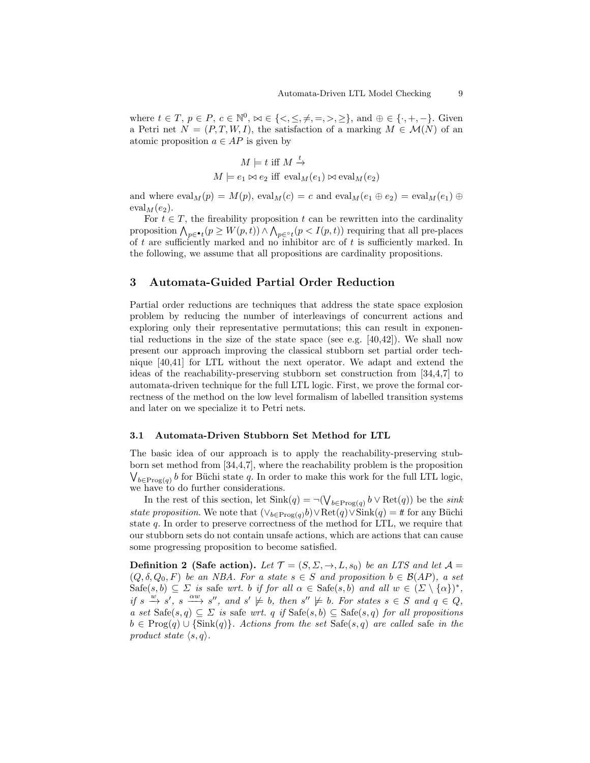where $t \in T$, $p \in P$, $c \in \mathbb{N}^0$, $\bowtie \in \{<, \leq, \neq, =, >, \geq\}$, and $\oplus \in \{\cdot, +, -\}$. Given a Petri net $N = (P, T, W, I)$, the satisfaction of a marking $M \in \mathcal{M}(N)$ of an atomic proposition $a \in AP$ is given by

$$M \models t \text{ iff } M \xrightarrow{t}$$

$$M \models e_1 \bowtie e_2 \text{ iff } \operatorname{eval}_M(e_1) \bowtie \operatorname{eval}_M(e_2)$$

and where $\operatorname{eval}_M(p) = M(p)$, $\operatorname{eval}_M(c) = c$ and $\operatorname{eval}_M(e_1 \oplus e_2) = \operatorname{eval}_M(e_1) \oplus \operatorname{eval}_M(e_2)$.

For $t \in T$, the fireability proposition $t$ can be rewritten into the cardinality proposition $\bigwedge_{p \in {}^\bullet t}(p \geq W(p,t)) \wedge \bigwedge_{p \in {}^\circ t}(p < I(p,t))$ requiring that all pre-places of $t$ are sufficiently marked and no inhibitor arc of $t$ is sufficiently marked. In the following, we assume that all propositions are cardinality propositions.

## 3 Automata-Guided Partial Order Reduction

Partial order reductions are techniques that address the state space explosion problem by reducing the number of interleavings of concurrent actions and exploring only their representative permutations; this can result in exponential reductions in the size of the state space (see e.g. [40,42]). We shall now present our approach improving the classical stubborn set partial order technique [40,41] for LTL without the next operator. We adapt and extend the ideas of the reachability-preserving stubborn set construction from [34,4,7] to automata-driven technique for the full LTL logic. First, we prove the formal correctness of the method on the low level formalism of labelled transition systems and later on we specialize it to Petri nets.

### 3.1 Automata-Driven Stubborn Set Method for LTL

The basic idea of our approach is to apply the reachability-preserving stubborn set method from [34,4,7], where the reachability problem is the proposition $\bigvee_{b \in \operatorname{Prog}(q)} b$ for Büchi state $q$. In order to make this work for the full LTL logic, we have to do further considerations.

In the rest of this section, let $\operatorname{Sink}(q) = \neg(\bigvee_{b \in \operatorname{Prog}(q)} b \vee \operatorname{Ret}(q))$ be the *sink state proposition*. We note that $(\vee_{b \in \operatorname{Prog}(q)} b) \vee \operatorname{Ret}(q) \vee \operatorname{Sink}(q) = tt$ for any Büchi state $q$. In order to preserve correctness of the method for LTL, we require that our stubborn sets do not contain unsafe actions, which are actions that can cause some progressing proposition to become satisfied.

**Definition 2 (Safe action).** *Let $\mathcal{T} = (S, \Sigma, \to, L, s_0)$ be an LTS and let $\mathcal{A} = (Q, \delta, Q_0, F)$ be an NBA. For a state $s \in S$ and proposition $b \in \mathcal{B}(AP)$, a set $\operatorname{Safe}(s,b) \subseteq \Sigma$ is* safe *wrt. $b$ if for all $\alpha \in \operatorname{Safe}(s,b)$ and all $w \in (\Sigma \setminus \{\alpha\})^*$, if $s \xrightarrow{w} s'$, $s \xrightarrow{\alpha w} s''$, and $s' \not\models b$, then $s'' \not\models b$. For states $s \in S$ and $q \in Q$, a set $\operatorname{Safe}(s,q) \subseteq \Sigma$ is* safe *wrt. $q$ if $\operatorname{Safe}(s,b) \subseteq \operatorname{Safe}(s,q)$ for all propositions $b \in \operatorname{Prog}(q) \cup \{\operatorname{Sink}(q)\}$. Actions from the set $\operatorname{Safe}(s,q)$ are called* safe *in the product state $\langle s, q \rangle$.*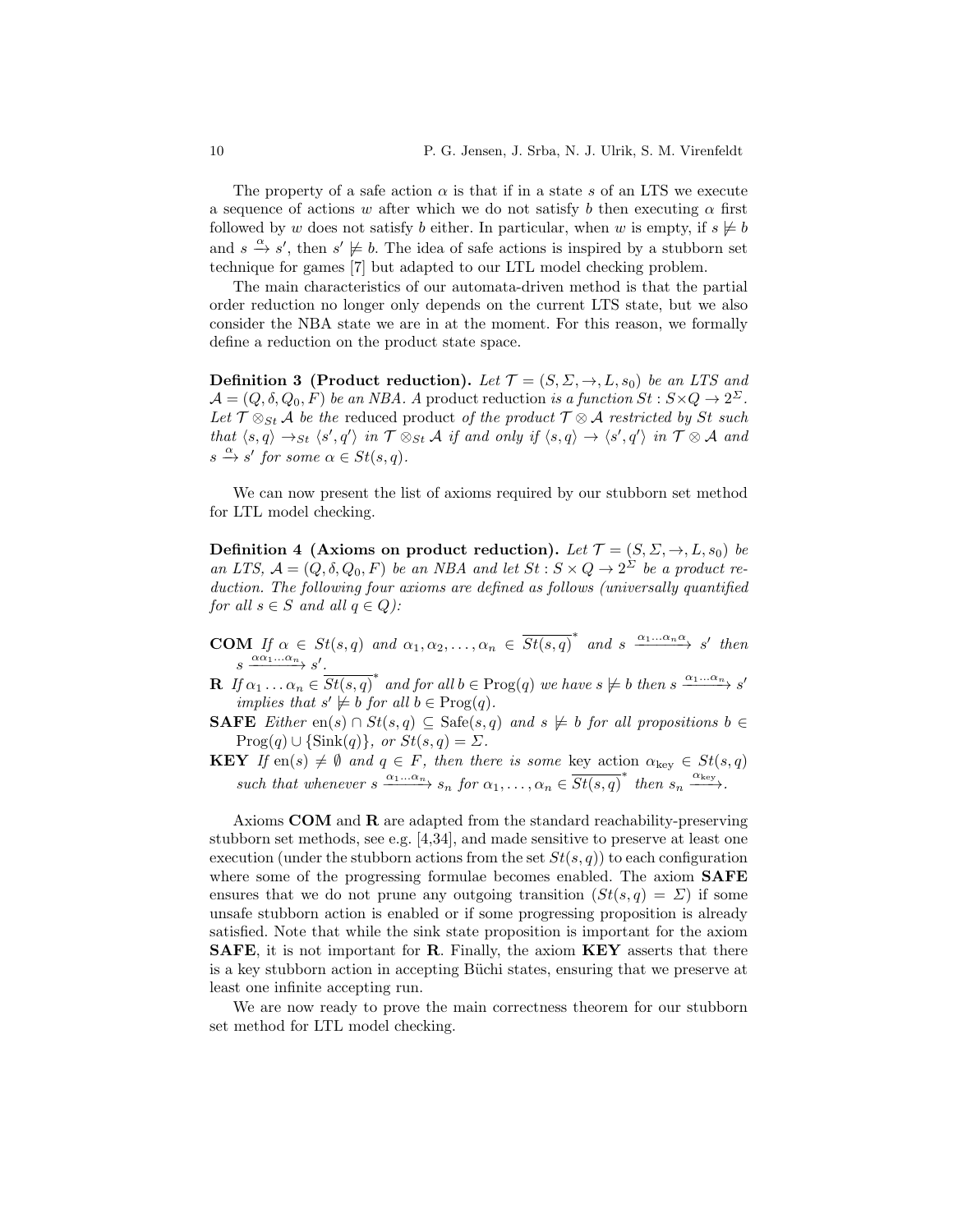The property of a safe action $\alpha$ is that if in a state $s$ of an LTS we execute a sequence of actions $w$ after which we do not satisfy $b$ then executing $\alpha$ first followed by $w$ does not satisfy $b$ either. In particular, when $w$ is empty, if $s \not\models b$ and $s \xrightarrow{\alpha} s'$, then $s' \not\models b$. The idea of safe actions is inspired by a stubborn set technique for games [7] but adapted to our LTL model checking problem.

The main characteristics of our automata-driven method is that the partial order reduction no longer only depends on the current LTS state, but we also consider the NBA state we are in at the moment. For this reason, we formally define a reduction on the product state space.

**Definition 3 (Product reduction).** *Let $\mathcal{T} = (S, \Sigma, \to, L, s_0)$ be an LTS and $\mathcal{A} = (Q, \delta, Q_0, F)$ be an NBA. A* product reduction *is a function $St : S \times Q \to 2^{\Sigma}$. Let $\mathcal{T} \otimes_{St} \mathcal{A}$ be the* reduced product *of the product $\mathcal{T} \otimes \mathcal{A}$ restricted by $St$ such that $\langle s, q\rangle \to_{St} \langle s', q'\rangle$ in $\mathcal{T} \otimes_{St} \mathcal{A}$ if and only if $\langle s, q\rangle \to \langle s', q'\rangle$ in $\mathcal{T} \otimes \mathcal{A}$ and $s \xrightarrow{\alpha} s'$ for some $\alpha \in St(s, q)$.*

We can now present the list of axioms required by our stubborn set method for LTL model checking.

**Definition 4 (Axioms on product reduction).** *Let $\mathcal{T} = (S, \Sigma, \to, L, s_0)$ be an LTS, $\mathcal{A} = (Q, \delta, Q_0, F)$ be an NBA and let $St : S \times Q \to 2^{\Sigma}$ be a product reduction. The following four axioms are defined as follows (universally quantified for all $s \in S$ and all $q \in Q$):*

- **COM** *If $\alpha \in St(s, q)$ and $\alpha_1, \alpha_2, \ldots, \alpha_n \in \overline{St(s, q)}^*$ and $s \xrightarrow{\alpha_1 \ldots \alpha_n \alpha} s'$ then $s \xrightarrow{\alpha \alpha_1 \ldots \alpha_n} s'$.*
- **R** *If $\alpha_1 \ldots \alpha_n \in \overline{St(s, q)}^*$ and for all $b \in \mathrm{Prog}(q)$ we have $s \not\models b$ then $s \xrightarrow{\alpha_1 \ldots \alpha_n} s'$ implies that $s' \not\models b$ for all $b \in \mathrm{Prog}(q)$.*
- **SAFE** *Either $\mathrm{en}(s) \cap St(s, q) \subseteq \mathrm{Safe}(s, q)$ and $s \not\models b$ for all propositions $b \in \mathrm{Prog}(q) \cup \{\mathrm{Sink}(q)\}$, or $St(s, q) = \Sigma$.*
- **KEY** *If $\mathrm{en}(s) \neq \emptyset$ and $q \in F$, then there is some* key *action $\alpha_{\mathrm{key}} \in St(s, q)$ such that whenever $s \xrightarrow{\alpha_1 \ldots \alpha_n} s_n$ for $\alpha_1, \ldots, \alpha_n \in \overline{St(s, q)}^*$ then $s_n \xrightarrow{\alpha_{\mathrm{key}}}$.*

Axioms **COM** and **R** are adapted from the standard reachability-preserving stubborn set methods, see e.g. [4,34], and made sensitive to preserve at least one execution (under the stubborn actions from the set $St(s, q)$) to each configuration where some of the progressing formulae becomes enabled. The axiom **SAFE** ensures that we do not prune any outgoing transition ($St(s, q) = \Sigma$) if some unsafe stubborn action is enabled or if some progressing proposition is already satisfied. Note that while the sink state proposition is important for the axiom **SAFE**, it is not important for **R**. Finally, the axiom **KEY** asserts that there is a key stubborn action in accepting Büchi states, ensuring that we preserve at least one infinite accepting run.

We are now ready to prove the main correctness theorem for our stubborn set method for LTL model checking.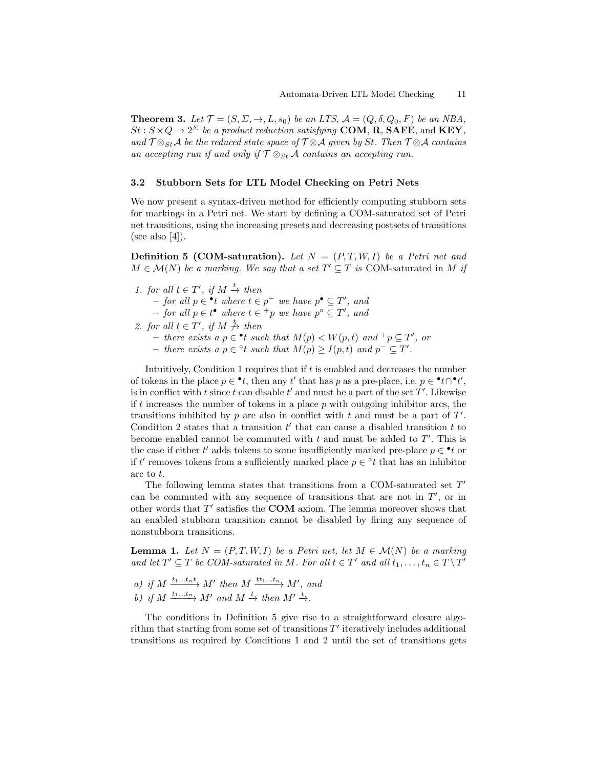**Theorem 3.** *Let $\mathcal{T} = (S, \Sigma, \rightarrow, L, s_0)$ be an LTS, $\mathcal{A} = (Q, \delta, Q_0, F)$ be an NBA, $St : S \times Q \rightarrow 2^{\Sigma}$ be a product reduction satisfying* **COM**, **R**, **SAFE**, and **KEY**, *and $\mathcal{T} \otimes_{St} \mathcal{A}$ be the reduced state space of $\mathcal{T} \otimes \mathcal{A}$ given by $St$. Then $\mathcal{T} \otimes \mathcal{A}$ contains an accepting run if and only if $\mathcal{T} \otimes_{St} \mathcal{A}$ contains an accepting run.*

### 3.2 Stubborn Sets for LTL Model Checking on Petri Nets

We now present a syntax-driven method for efficiently computing stubborn sets for markings in a Petri net. We start by defining a COM-saturated set of Petri net transitions, using the increasing presets and decreasing postsets of transitions (see also [4]).

**Definition 5 (COM-saturation).** *Let $N = (P, T, W, I)$ be a Petri net and $M \in \mathcal{M}(N)$ be a marking. We say that a set $T' \subseteq T$ is* COM-saturated *in $M$ if*

1. *for all $t \in T'$, if $M \xrightarrow{t}$ then*
   - *for all $p \in {}^{\bullet}t$ where $t \in p^{-}$ we have $p^{\bullet} \subseteq T'$, and*
   - *for all $p \in t^{\bullet}$ where $t \in {}^{+}p$ we have $p^{\circ} \subseteq T'$, and*
2. *for all $t \in T'$, if $M \not\xrightarrow{t}$ then*
   - *there exists a $p \in {}^{\bullet}t$ such that $M(p) < W(p, t)$ and ${}^{+}p \subseteq T'$, or*
   - *there exists a $p \in {}^{\circ}t$ such that $M(p) \geq I(p, t)$ and $p^{-} \subseteq T'$.*

Intuitively, Condition 1 requires that if $t$ is enabled and decreases the number of tokens in the place $p \in {}^{\bullet}t$, then any $t'$ that has $p$ as a pre-place, i.e. $p \in {}^{\bullet}t \cap {}^{\bullet}t'$, is in conflict with $t$ since $t$ can disable $t'$ and must be a part of the set $T'$. Likewise if $t$ increases the number of tokens in a place $p$ with outgoing inhibitor arcs, the transitions inhibited by $p$ are also in conflict with $t$ and must be a part of $T'$. Condition 2 states that a transition $t'$ that can cause a disabled transition $t$ to become enabled cannot be commuted with $t$ and must be added to $T'$. This is the case if either $t'$ adds tokens to some insufficiently marked pre-place $p \in {}^{\bullet}t$ or if $t'$ removes tokens from a sufficiently marked place $p \in {}^{\circ}t$ that has an inhibitor arc to $t$.

The following lemma states that transitions from a COM-saturated set $T'$ can be commuted with any sequence of transitions that are not in $T'$, or in other words that $T'$ satisfies the **COM** axiom. The lemma moreover shows that an enabled stubborn transition cannot be disabled by firing any sequence of nonstubborn transitions.

**Lemma 1.** *Let $N = (P, T, W, I)$ be a Petri net, let $M \in \mathcal{M}(N)$ be a marking and let $T' \subseteq T$ be COM-saturated in $M$. For all $t \in T'$ and all $t_1, \ldots, t_n \in T \setminus T'$*

*a) if $M \xrightarrow{t_1 \ldots t_n t} M'$ then $M \xrightarrow{t t_1 \ldots t_n} M'$, and*
*b) if $M \xrightarrow{t_1 \ldots t_n} M'$ and $M \xrightarrow{t}$ then $M' \xrightarrow{t}$.*

The conditions in Definition 5 give rise to a straightforward closure algorithm that starting from some set of transitions $T'$ iteratively includes additional transitions as required by Conditions 1 and 2 until the set of transitions gets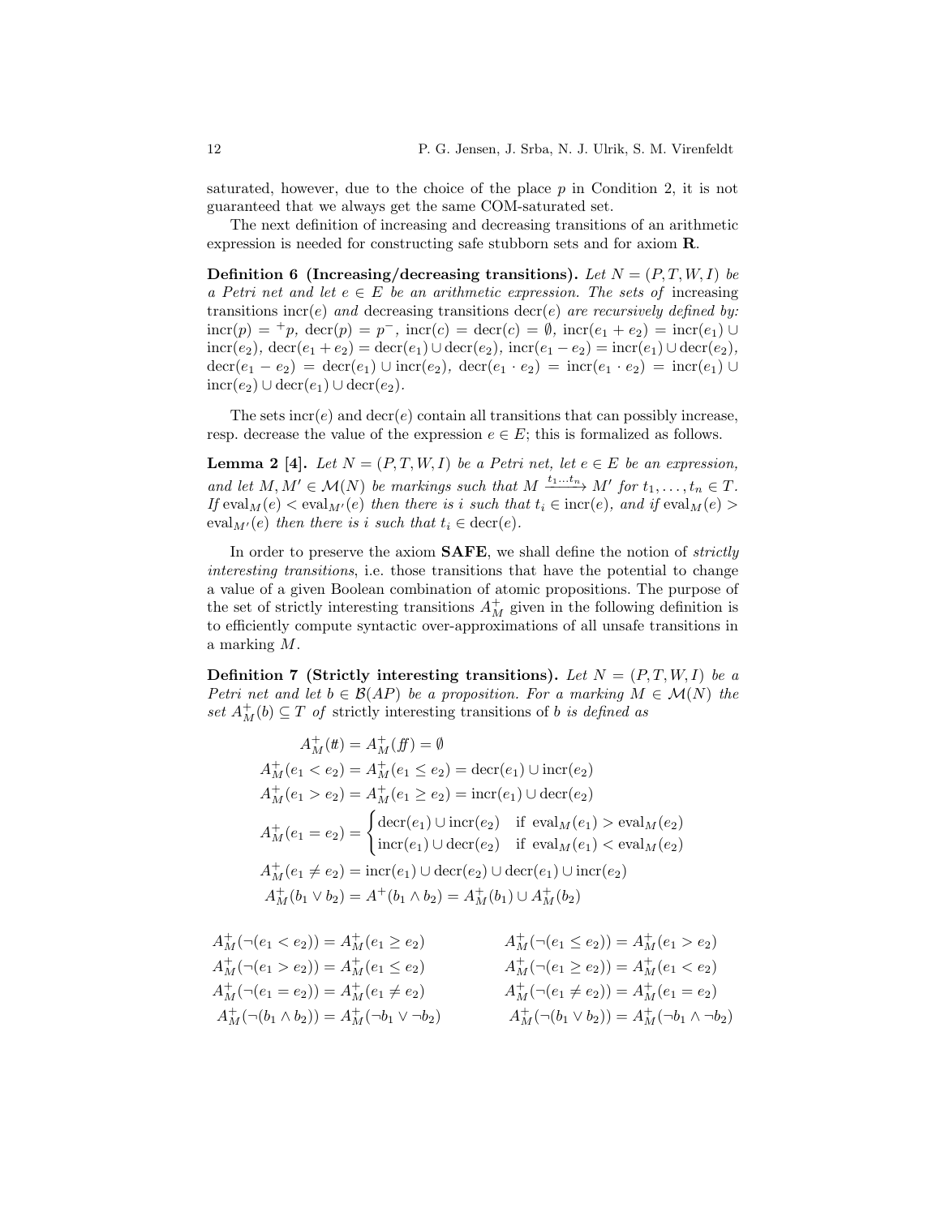saturated, however, due to the choice of the place $p$ in Condition 2, it is not guaranteed that we always get the same COM-saturated set.

The next definition of increasing and decreasing transitions of an arithmetic expression is needed for constructing safe stubborn sets and for axiom **R**.

**Definition 6 (Increasing/decreasing transitions).** *Let $N = (P, T, W, I)$ be a Petri net and let $e \in E$ be an arithmetic expression. The sets of* increasing transitions $\text{incr}(e)$ *and* decreasing transitions $\text{decr}(e)$ *are recursively defined by:* $\text{incr}(p) = {}^{+}p$, $\text{decr}(p) = p^{-}$, $\text{incr}(c) = \text{decr}(c) = \emptyset$, $\text{incr}(e_1 + e_2) = \text{incr}(e_1) \cup \text{incr}(e_2)$, $\text{decr}(e_1 + e_2) = \text{decr}(e_1) \cup \text{decr}(e_2)$, $\text{incr}(e_1 - e_2) = \text{incr}(e_1) \cup \text{decr}(e_2)$, $\text{decr}(e_1 - e_2) = \text{decr}(e_1) \cup \text{incr}(e_2)$, $\text{decr}(e_1 \cdot e_2) = \text{incr}(e_1 \cdot e_2) = \text{incr}(e_1) \cup \text{incr}(e_2) \cup \text{decr}(e_1) \cup \text{decr}(e_2)$.

The sets $\text{incr}(e)$ and $\text{decr}(e)$ contain all transitions that can possibly increase, resp. decrease the value of the expression $e \in E$; this is formalized as follows.

**Lemma 2 [4].** *Let $N = (P, T, W, I)$ be a Petri net, let $e \in E$ be an expression, and let $M, M' \in \mathcal{M}(N)$ be markings such that $M \xrightarrow{t_1 \ldots t_n} M'$ for $t_1, \ldots, t_n \in T$. If $\text{eval}_M(e) < \text{eval}_{M'}(e)$ then there is $i$ such that $t_i \in \text{incr}(e)$, and if $\text{eval}_M(e) > \text{eval}_{M'}(e)$ then there is $i$ such that $t_i \in \text{decr}(e)$.*

In order to preserve the axiom **SAFE**, we shall define the notion of *strictly interesting transitions*, i.e. those transitions that have the potential to change a value of a given Boolean combination of atomic propositions. The purpose of the set of strictly interesting transitions $A^+_M$ given in the following definition is to efficiently compute syntactic over-approximations of all unsafe transitions in a marking $M$.

**Definition 7 (Strictly interesting transitions).** *Let $N = (P, T, W, I)$ be a Petri net and let $b \in \mathcal{B}(AP)$ be a proposition. For a marking $M \in \mathcal{M}(N)$ the set $A^+_M(b) \subseteq T$ of* strictly interesting transitions *of $b$ is defined as*

$$
\begin{aligned}
A^+_M(tt) &= A^+_M(ff) = \emptyset \\
A^+_M(e_1 < e_2) &= A^+_M(e_1 \leq e_2) = \text{decr}(e_1) \cup \text{incr}(e_2) \\
A^+_M(e_1 > e_2) &= A^+_M(e_1 \geq e_2) = \text{incr}(e_1) \cup \text{decr}(e_2) \\
A^+_M(e_1 = e_2) &= \begin{cases} \text{decr}(e_1) \cup \text{incr}(e_2) & \text{if } \text{eval}_M(e_1) > \text{eval}_M(e_2) \\ \text{incr}(e_1) \cup \text{decr}(e_2) & \text{if } \text{eval}_M(e_1) < \text{eval}_M(e_2) \end{cases} \\
A^+_M(e_1 \neq e_2) &= \text{incr}(e_1) \cup \text{decr}(e_2) \cup \text{decr}(e_1) \cup \text{incr}(e_2) \\
A^+_M(b_1 \vee b_2) &= A^+(b_1 \wedge b_2) = A^+_M(b_1) \cup A^+_M(b_2)
\end{aligned}
$$

$$
\begin{aligned}
A^+_M(\neg(e_1 < e_2)) &= A^+_M(e_1 \geq e_2) & \qquad A^+_M(\neg(e_1 \leq e_2)) &= A^+_M(e_1 > e_2) \\
A^+_M(\neg(e_1 > e_2)) &= A^+_M(e_1 \leq e_2) & \qquad A^+_M(\neg(e_1 \geq e_2)) &= A^+_M(e_1 < e_2) \\
A^+_M(\neg(e_1 = e_2)) &= A^+_M(e_1 \neq e_2) & \qquad A^+_M(\neg(e_1 \neq e_2)) &= A^+_M(e_1 = e_2) \\
A^+_M(\neg(b_1 \wedge b_2)) &= A^+_M(\neg b_1 \vee \neg b_2) & \qquad A^+_M(\neg(b_1 \vee b_2)) &= A^+_M(\neg b_1 \wedge \neg b_2)
\end{aligned}
$$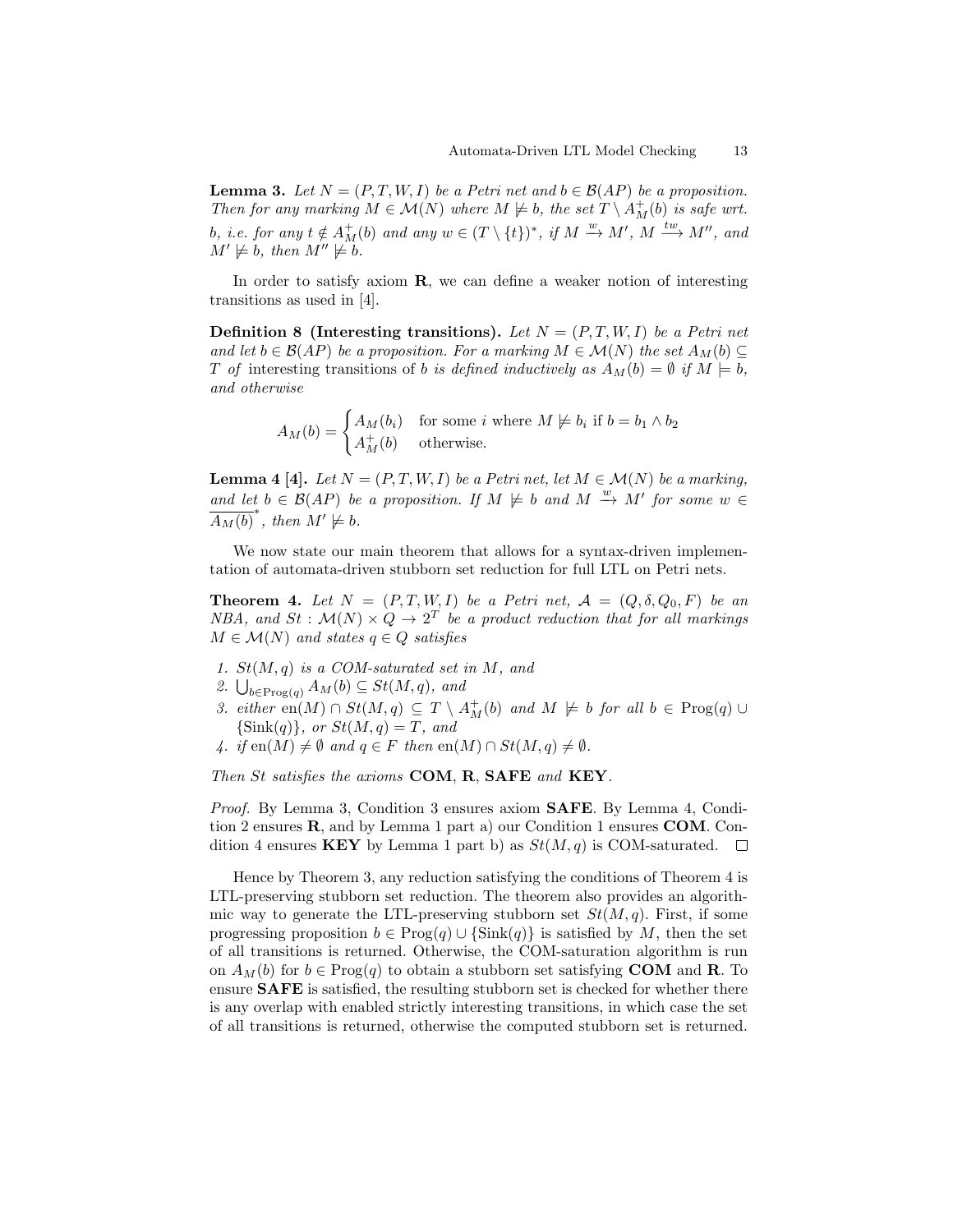**Lemma 3.** *Let $N = (P, T, W, I)$ be a Petri net and $b \in \mathcal{B}(AP)$ be a proposition. Then for any marking $M \in \mathcal{M}(N)$ where $M \not\models b$, the set $T \setminus A^+_M(b)$ is safe wrt. $b$, i.e. for any $t \notin A^+_M(b)$ and any $w \in (T \setminus \{t\})^*$, if $M \xrightarrow{w} M'$, $M \xrightarrow{tw} M''$, and $M' \not\models b$, then $M'' \not\models b$.*

In order to satisfy axiom **R**, we can define a weaker notion of interesting transitions as used in [4].

**Definition 8 (Interesting transitions).** *Let $N = (P, T, W, I)$ be a Petri net and let $b \in \mathcal{B}(AP)$ be a proposition. For a marking $M \in \mathcal{M}(N)$ the set $A_M(b) \subseteq T$ of* interesting transitions *of $b$ is defined inductively as $A_M(b) = \emptyset$ if $M \models b$, and otherwise*

$$A_M(b) = \begin{cases} A_M(b_i) & \text{for some } i \text{ where } M \not\models b_i \text{ if } b = b_1 \wedge b_2 \\ A^+_M(b) & \text{otherwise.} \end{cases}$$

**Lemma 4 [4].** *Let $N = (P, T, W, I)$ be a Petri net, let $M \in \mathcal{M}(N)$ be a marking, and let $b \in \mathcal{B}(AP)$ be a proposition. If $M \not\models b$ and $M \xrightarrow{w} M'$ for some $w \in \overline{A_M(b)}^*$, then $M' \not\models b$.*

We now state our main theorem that allows for a syntax-driven implementation of automata-driven stubborn set reduction for full LTL on Petri nets.

**Theorem 4.** *Let $N = (P, T, W, I)$ be a Petri net, $\mathcal{A} = (Q, \delta, Q_0, F)$ be an NBA, and $St : \mathcal{M}(N) \times Q \to 2^T$ be a product reduction that for all markings $M \in \mathcal{M}(N)$ and states $q \in Q$ satisfies*

1. *$St(M, q)$ is a COM-saturated set in $M$, and*
2. *$\bigcup_{b \in \mathrm{Prog}(q)} A_M(b) \subseteq St(M, q)$, and*
3. *either $\mathrm{en}(M) \cap St(M, q) \subseteq T \setminus A^+_M(b)$ and $M \not\models b$ for all $b \in \mathrm{Prog}(q) \cup \{\mathrm{Sink}(q)\}$, or $St(M, q) = T$, and*
4. *if $\mathrm{en}(M) \neq \emptyset$ and $q \in F$ then $\mathrm{en}(M) \cap St(M, q) \neq \emptyset$.*

*Then $St$ satisfies the axioms* **COM**, **R**, **SAFE** *and* **KEY**.

*Proof.* By Lemma 3, Condition 3 ensures axiom **SAFE**. By Lemma 4, Condition 2 ensures **R**, and by Lemma 1 part a) our Condition 1 ensures **COM**. Condition 4 ensures **KEY** by Lemma 1 part b) as $St(M, q)$ is COM-saturated. □

Hence by Theorem 3, any reduction satisfying the conditions of Theorem 4 is LTL-preserving stubborn set reduction. The theorem also provides an algorithmic way to generate the LTL-preserving stubborn set $St(M, q)$. First, if some progressing proposition $b \in \mathrm{Prog}(q) \cup \{\mathrm{Sink}(q)\}$ is satisfied by $M$, then the set of all transitions is returned. Otherwise, the COM-saturation algorithm is run on $A_M(b)$ for $b \in \mathrm{Prog}(q)$ to obtain a stubborn set satisfying **COM** and **R**. To ensure **SAFE** is satisfied, the resulting stubborn set is checked for whether there is any overlap with enabled strictly interesting transitions, in which case the set of all transitions is returned, otherwise the computed stubborn set is returned.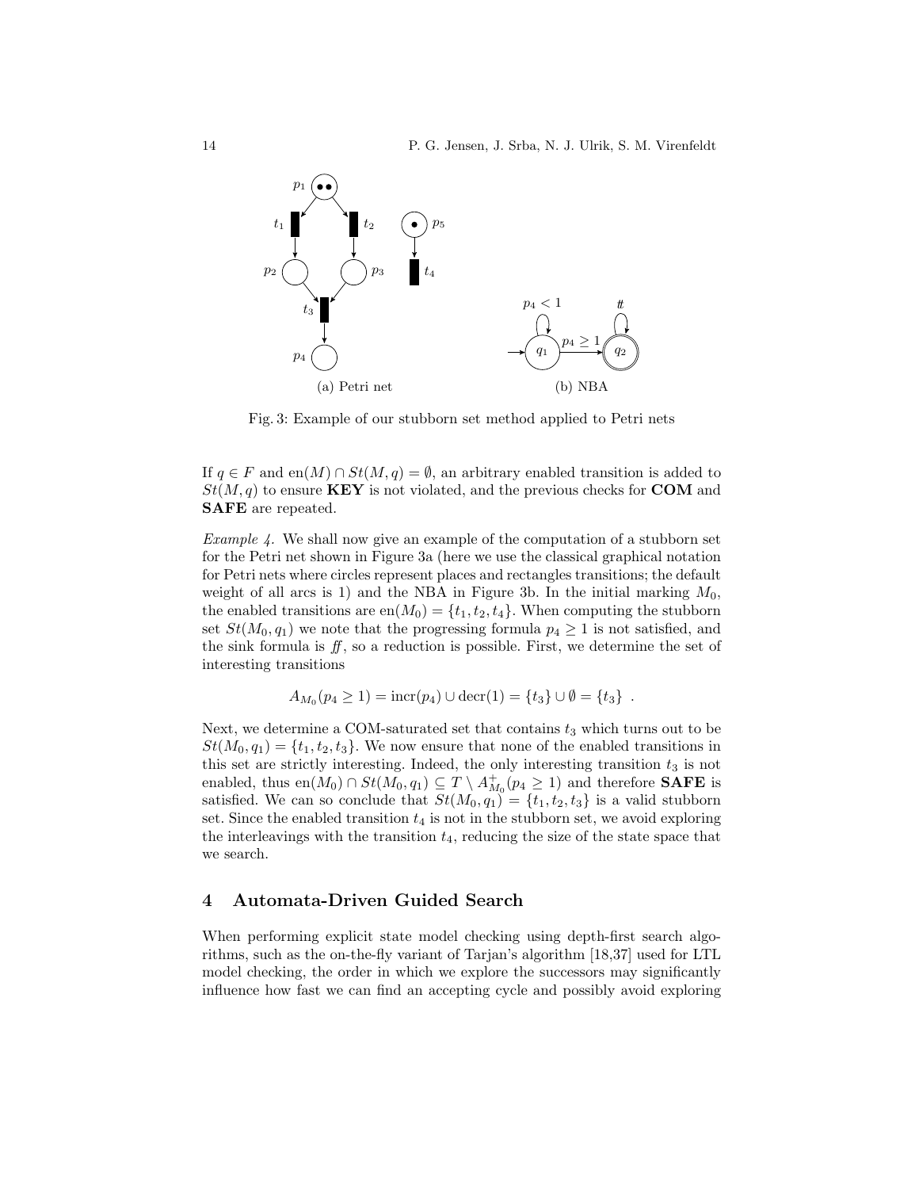(a) Petri net

(b) NBA

Fig. 3: Example of our stubborn set method applied to Petri nets

If $q \in F$ and $\text{en}(M) \cap St(M,q) = \emptyset$, an arbitrary enabled transition is added to $St(M,q)$ to ensure **KEY** is not violated, and the previous checks for **COM** and **SAFE** are repeated.

*Example 4.* We shall now give an example of the computation of a stubborn set for the Petri net shown in Figure 3a (here we use the classical graphical notation for Petri nets where circles represent places and rectangles transitions; the default weight of all arcs is 1) and the NBA in Figure 3b. In the initial marking $M_0$, the enabled transitions are $\text{en}(M_0) = \{t_1, t_2, t_4\}$. When computing the stubborn set $St(M_0, q_1)$ we note that the progressing formula $p_4 \geq 1$ is not satisfied, and the sink formula is $\mathit{ff}$, so a reduction is possible. First, we determine the set of interesting transitions

$$A_{M_0}(p_4 \geq 1) = \text{incr}(p_4) \cup \text{decr}(1) = \{t_3\} \cup \emptyset = \{t_3\} \ .$$

Next, we determine a COM-saturated set that contains $t_3$ which turns out to be $St(M_0, q_1) = \{t_1, t_2, t_3\}$. We now ensure that none of the enabled transitions in this set are strictly interesting. Indeed, the only interesting transition $t_3$ is not enabled, thus $\text{en}(M_0) \cap St(M_0, q_1) \subseteq T \setminus A^+_{M_0}(p_4 \geq 1)$ and therefore **SAFE** is satisfied. We can so conclude that $St(M_0, q_1) = \{t_1, t_2, t_3\}$ is a valid stubborn set. Since the enabled transition $t_4$ is not in the stubborn set, we avoid exploring the interleavings with the transition $t_4$, reducing the size of the state space that we search.

## 4 Automata-Driven Guided Search

When performing explicit state model checking using depth-first search algorithms, such as the on-the-fly variant of Tarjan's algorithm [18,37] used for LTL model checking, the order in which we explore the successors may significantly influence how fast we can find an accepting cycle and possibly avoid exploring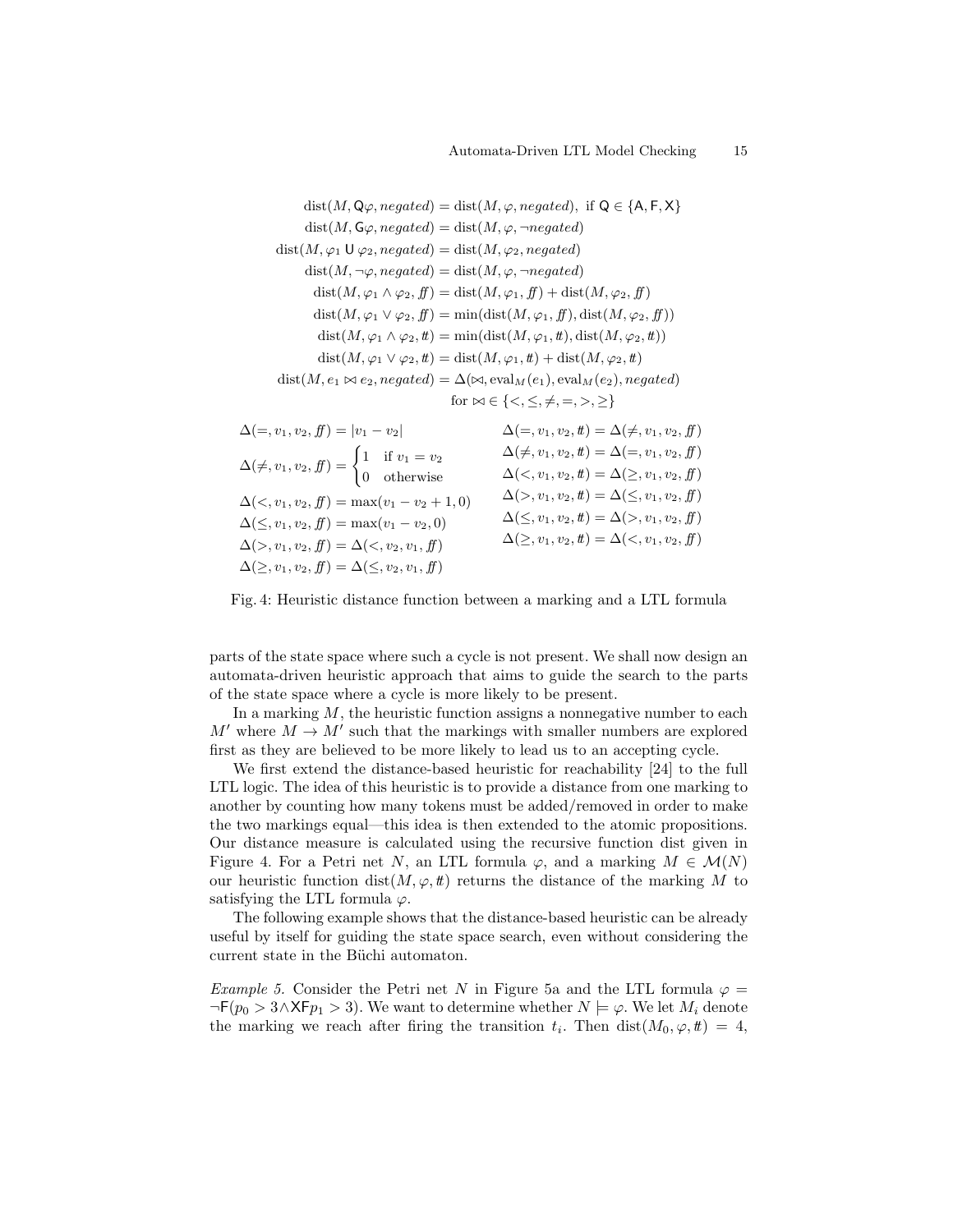$$
\begin{aligned}
\mathrm{dist}(M, \mathsf{Q}\varphi, \mathit{negated}) &= \mathrm{dist}(M, \varphi, \mathit{negated}), \text{ if } \mathsf{Q} \in \{\mathsf{A}, \mathsf{F}, \mathsf{X}\} \\
\mathrm{dist}(M, \mathsf{G}\varphi, \mathit{negated}) &= \mathrm{dist}(M, \varphi, \neg\mathit{negated}) \\
\mathrm{dist}(M, \varphi_1 \mathbin{\mathsf{U}} \varphi_2, \mathit{negated}) &= \mathrm{dist}(M, \varphi_2, \mathit{negated}) \\
\mathrm{dist}(M, \neg\varphi, \mathit{negated}) &= \mathrm{dist}(M, \varphi, \neg\mathit{negated}) \\
\mathrm{dist}(M, \varphi_1 \wedge \varphi_2, \mathit{ff}) &= \mathrm{dist}(M, \varphi_1, \mathit{ff}) + \mathrm{dist}(M, \varphi_2, \mathit{ff}) \\
\mathrm{dist}(M, \varphi_1 \vee \varphi_2, \mathit{ff}) &= \min(\mathrm{dist}(M, \varphi_1, \mathit{ff}), \mathrm{dist}(M, \varphi_2, \mathit{ff})) \\
\mathrm{dist}(M, \varphi_1 \wedge \varphi_2, \mathit{tt}) &= \min(\mathrm{dist}(M, \varphi_1, \mathit{tt}), \mathrm{dist}(M, \varphi_2, \mathit{tt})) \\
\mathrm{dist}(M, \varphi_1 \vee \varphi_2, \mathit{tt}) &= \mathrm{dist}(M, \varphi_1, \mathit{tt}) + \mathrm{dist}(M, \varphi_2, \mathit{tt}) \\
\mathrm{dist}(M, e_1 \bowtie e_2, \mathit{negated}) &= \Delta(\bowtie, \mathrm{eval}_M(e_1), \mathrm{eval}_M(e_2), \mathit{negated}) \\
&\quad \text{for } \bowtie \in \{<, \leq, \neq, =, >, \geq\}
\end{aligned}
$$

$$
\begin{aligned}
\Delta(=, v_1, v_2, \mathit{ff}) &= |v_1 - v_2| \\
\Delta(\neq, v_1, v_2, \mathit{ff}) &= \begin{cases} 1 & \text{if } v_1 = v_2 \\ 0 & \text{otherwise} \end{cases} \\
\Delta(<, v_1, v_2, \mathit{ff}) &= \max(v_1 - v_2 + 1, 0) \\
\Delta(\leq, v_1, v_2, \mathit{ff}) &= \max(v_1 - v_2, 0) \\
\Delta(>, v_1, v_2, \mathit{ff}) &= \Delta(<, v_2, v_1, \mathit{ff}) \\
\Delta(\geq, v_1, v_2, \mathit{ff}) &= \Delta(\leq, v_2, v_1, \mathit{ff})
\end{aligned}
\qquad
\begin{aligned}
\Delta(=, v_1, v_2, \mathit{tt}) &= \Delta(\neq, v_1, v_2, \mathit{ff}) \\
\Delta(\neq, v_1, v_2, \mathit{tt}) &= \Delta(=, v_1, v_2, \mathit{ff}) \\
\Delta(<, v_1, v_2, \mathit{tt}) &= \Delta(\geq, v_1, v_2, \mathit{ff}) \\
\Delta(>, v_1, v_2, \mathit{tt}) &= \Delta(\leq, v_1, v_2, \mathit{ff}) \\
\Delta(\leq, v_1, v_2, \mathit{tt}) &= \Delta(>, v_1, v_2, \mathit{ff}) \\
\Delta(\geq, v_1, v_2, \mathit{tt}) &= \Delta(<, v_1, v_2, \mathit{ff})
\end{aligned}
$$

Fig. 4: Heuristic distance function between a marking and a LTL formula

parts of the state space where such a cycle is not present. We shall now design an automata-driven heuristic approach that aims to guide the search to the parts of the state space where a cycle is more likely to be present.

In a marking $M$, the heuristic function assigns a nonnegative number to each $M'$ where $M \to M'$ such that the markings with smaller numbers are explored first as they are believed to be more likely to lead us to an accepting cycle.

We first extend the distance-based heuristic for reachability [24] to the full LTL logic. The idea of this heuristic is to provide a distance from one marking to another by counting how many tokens must be added/removed in order to make the two markings equal—this idea is then extended to the atomic propositions. Our distance measure is calculated using the recursive function dist given in Figure 4. For a Petri net $N$, an LTL formula $\varphi$, and a marking $M \in \mathcal{M}(N)$ our heuristic function $\mathrm{dist}(M, \varphi, \mathit{tt})$ returns the distance of the marking $M$ to satisfying the LTL formula $\varphi$.

The following example shows that the distance-based heuristic can be already useful by itself for guiding the state space search, even without considering the current state in the Büchi automaton.

*Example 5.* Consider the Petri net $N$ in Figure 5a and the LTL formula $\varphi = \neg\mathsf{F}(p_0 > 3 \wedge \mathsf{X}\mathsf{F} p_1 > 3)$. We want to determine whether $N \models \varphi$. We let $M_i$ denote the marking we reach after firing the transition $t_i$. Then $\mathrm{dist}(M_0, \varphi, \mathit{tt}) = 4$,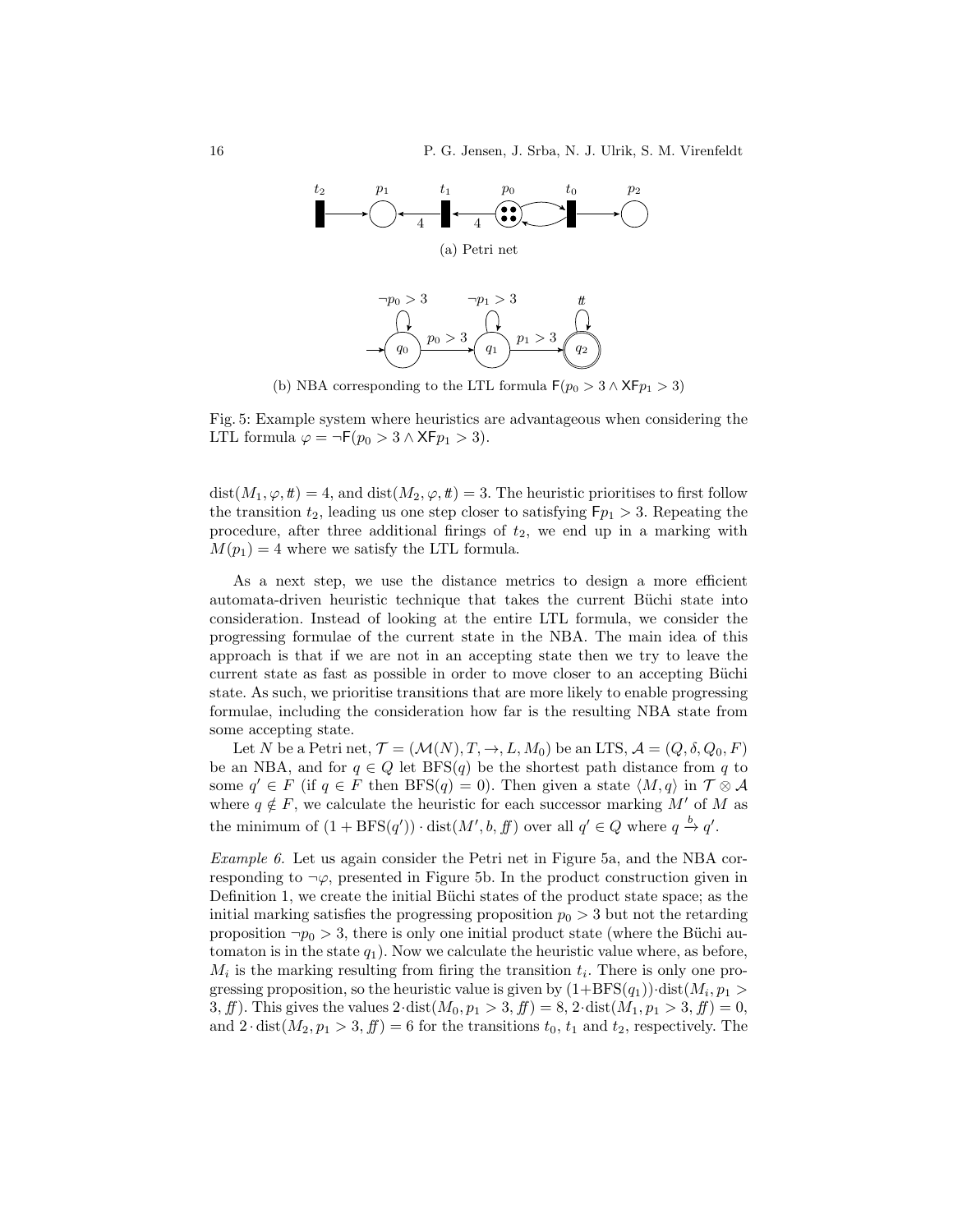(a) Petri net

(b) NBA corresponding to the LTL formula $\mathsf{F}(p_0 > 3 \land \mathsf{XF}p_1 > 3)$

Fig. 5: Example system where heuristics are advantageous when considering the LTL formula $\varphi = \neg\mathsf{F}(p_0 > 3 \land \mathsf{XF}p_1 > 3)$.

$\text{dist}(M_1, \varphi, tt) = 4$, and $\text{dist}(M_2, \varphi, tt) = 3$. The heuristic prioritises to first follow the transition $t_2$, leading us one step closer to satisfying $\mathsf{F}p_1 > 3$. Repeating the procedure, after three additional firings of $t_2$, we end up in a marking with $M(p_1) = 4$ where we satisfy the LTL formula.

As a next step, we use the distance metrics to design a more efficient automata-driven heuristic technique that takes the current Büchi state into consideration. Instead of looking at the entire LTL formula, we consider the progressing formulae of the current state in the NBA. The main idea of this approach is that if we are not in an accepting state then we try to leave the current state as fast as possible in order to move closer to an accepting Büchi state. As such, we prioritise transitions that are more likely to enable progressing formulae, including the consideration how far is the resulting NBA state from some accepting state.

Let $N$ be a Petri net, $\mathcal{T} = (\mathcal{M}(N), T, \to, L, M_0)$ be an LTS, $\mathcal{A} = (Q, \delta, Q_0, F)$ be an NBA, and for $q \in Q$ let $\text{BFS}(q)$ be the shortest path distance from $q$ to some $q' \in F$ (if $q \in F$ then $\text{BFS}(q) = 0$). Then given a state $\langle M, q \rangle$ in $\mathcal{T} \otimes \mathcal{A}$ where $q \notin F$, we calculate the heuristic for each successor marking $M'$ of $M$ as the minimum of $(1 + \text{BFS}(q')) \cdot \text{dist}(M', b, ff)$ over all $q' \in Q$ where $q \xrightarrow{b} q'$.

*Example 6.* Let us again consider the Petri net in Figure 5a, and the NBA corresponding to $\neg\varphi$, presented in Figure 5b. In the product construction given in Definition 1, we create the initial Büchi states of the product state space; as the initial marking satisfies the progressing proposition $p_0 > 3$ but not the retarding proposition $\neg p_0 > 3$, there is only one initial product state (where the Büchi automaton is in the state $q_1$). Now we calculate the heuristic value where, as before, $M_i$ is the marking resulting from firing the transition $t_i$. There is only one progressing proposition, so the heuristic value is given by $(1+\text{BFS}(q_1)) \cdot \text{dist}(M_i, p_1 > 3, ff)$. This gives the values $2 \cdot \text{dist}(M_0, p_1 > 3, ff) = 8$, $2 \cdot \text{dist}(M_1, p_1 > 3, ff) = 0$, and $2 \cdot \text{dist}(M_2, p_1 > 3, ff) = 6$ for the transitions $t_0$, $t_1$ and $t_2$, respectively. The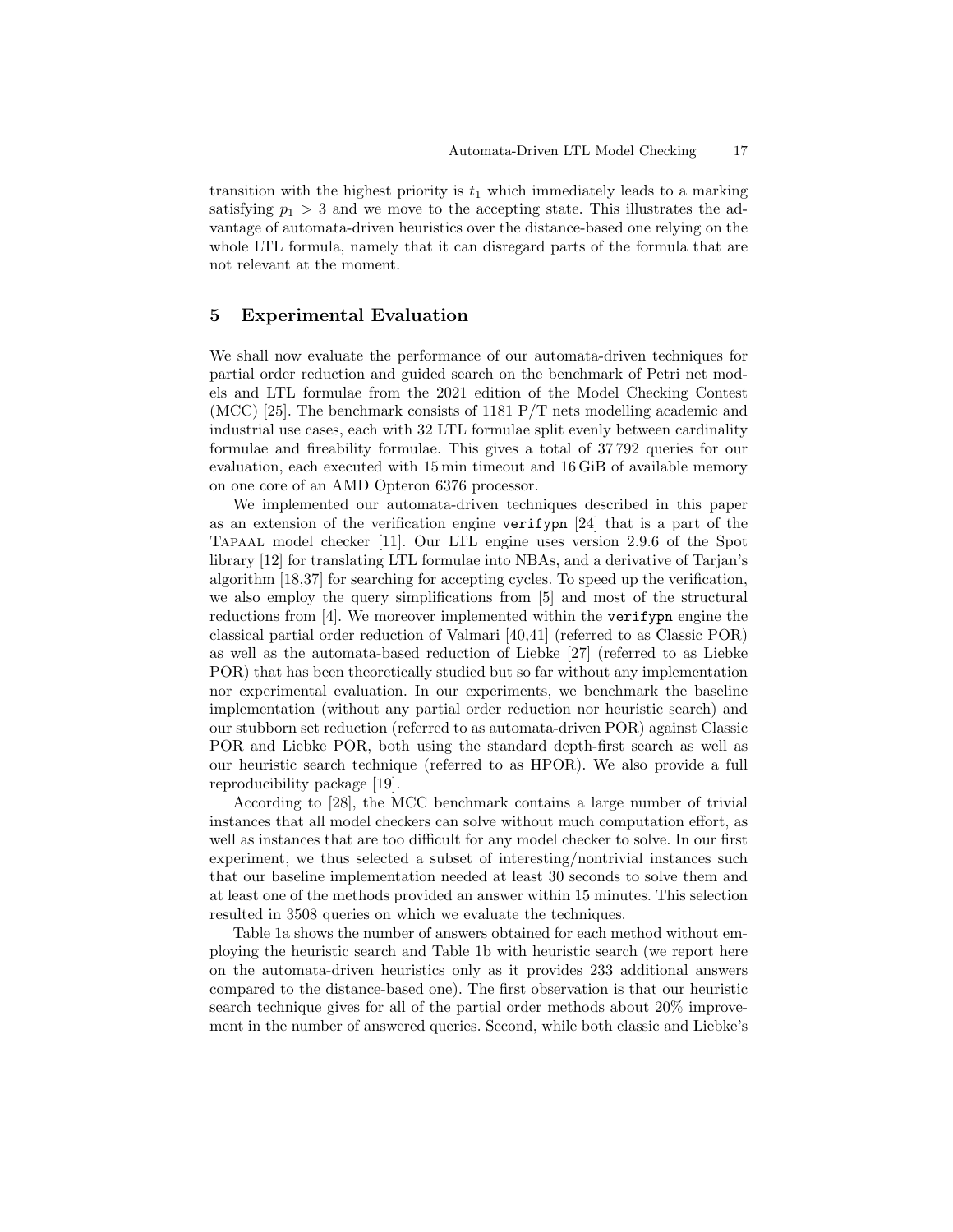transition with the highest priority is $t_1$ which immediately leads to a marking satisfying $p_1 > 3$ and we move to the accepting state. This illustrates the advantage of automata-driven heuristics over the distance-based one relying on the whole LTL formula, namely that it can disregard parts of the formula that are not relevant at the moment.

## 5 Experimental Evaluation

We shall now evaluate the performance of our automata-driven techniques for partial order reduction and guided search on the benchmark of Petri net models and LTL formulae from the 2021 edition of the Model Checking Contest (MCC) [25]. The benchmark consists of 1181 P/T nets modelling academic and industrial use cases, each with 32 LTL formulae split evenly between cardinality formulae and fireability formulae. This gives a total of 37 792 queries for our evaluation, each executed with 15 min timeout and 16 GiB of available memory on one core of an AMD Opteron 6376 processor.

We implemented our automata-driven techniques described in this paper as an extension of the verification engine `verifypn` [24] that is a part of the TAPAAL model checker [11]. Our LTL engine uses version 2.9.6 of the Spot library [12] for translating LTL formulae into NBAs, and a derivative of Tarjan's algorithm [18,37] for searching for accepting cycles. To speed up the verification, we also employ the query simplifications from [5] and most of the structural reductions from [4]. We moreover implemented within the `verifypn` engine the classical partial order reduction of Valmari [40,41] (referred to as Classic POR) as well as the automata-based reduction of Liebke [27] (referred to as Liebke POR) that has been theoretically studied but so far without any implementation nor experimental evaluation. In our experiments, we benchmark the baseline implementation (without any partial order reduction nor heuristic search) and our stubborn set reduction (referred to as automata-driven POR) against Classic POR and Liebke POR, both using the standard depth-first search as well as our heuristic search technique (referred to as HPOR). We also provide a full reproducibility package [19].

According to [28], the MCC benchmark contains a large number of trivial instances that all model checkers can solve without much computation effort, as well as instances that are too difficult for any model checker to solve. In our first experiment, we thus selected a subset of interesting/nontrivial instances such that our baseline implementation needed at least 30 seconds to solve them and at least one of the methods provided an answer within 15 minutes. This selection resulted in 3508 queries on which we evaluate the techniques.

Table 1a shows the number of answers obtained for each method without employing the heuristic search and Table 1b with heuristic search (we report here on the automata-driven heuristics only as it provides 233 additional answers compared to the distance-based one). The first observation is that our heuristic search technique gives for all of the partial order methods about 20% improvement in the number of answered queries. Second, while both classic and Liebke's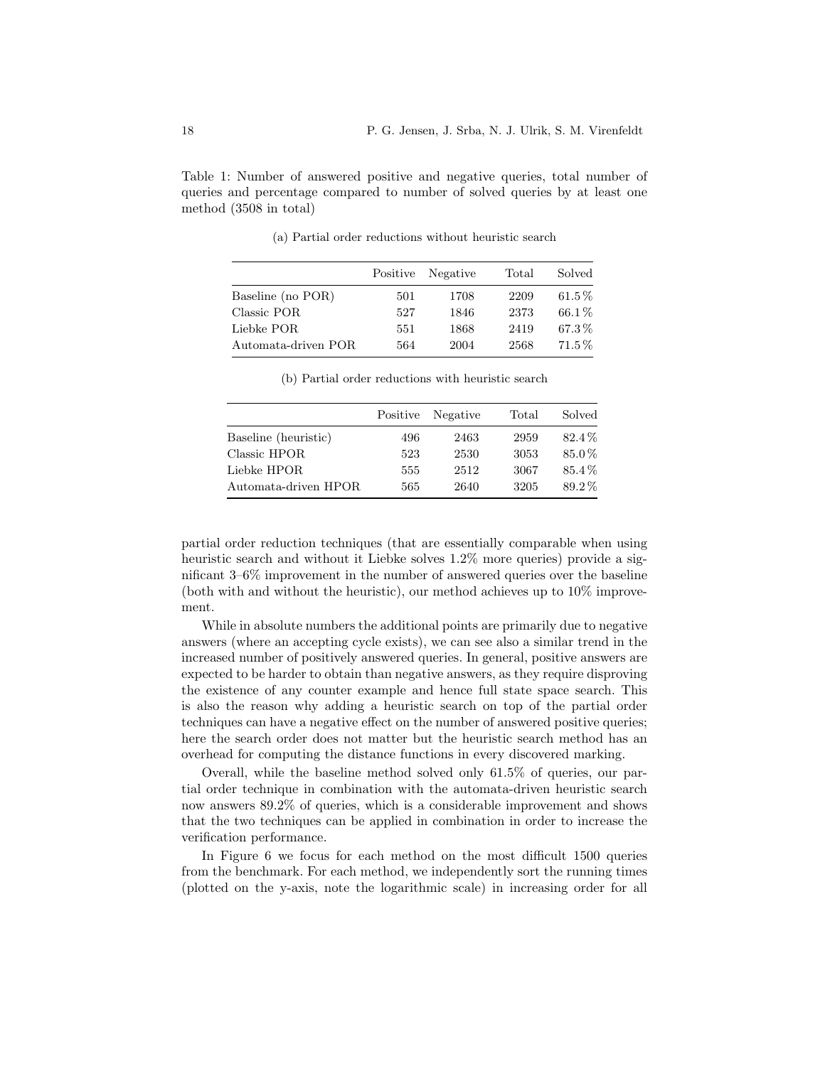Table 1: Number of answered positive and negative queries, total number of queries and percentage compared to number of solved queries by at least one method (3508 in total)

(a) Partial order reductions without heuristic search

| | Positive | Negative | Total | Solved |
|---|---|---|---|---|
| Baseline (no POR) | 501 | 1708 | 2209 | 61.5 % |
| Classic POR | 527 | 1846 | 2373 | 66.1 % |
| Liebke POR | 551 | 1868 | 2419 | 67.3 % |
| Automata-driven POR | 564 | 2004 | 2568 | 71.5 % |

(b) Partial order reductions with heuristic search

| | Positive | Negative | Total | Solved |
|---|---|---|---|---|
| Baseline (heuristic) | 496 | 2463 | 2959 | 82.4 % |
| Classic HPOR | 523 | 2530 | 3053 | 85.0 % |
| Liebke HPOR | 555 | 2512 | 3067 | 85.4 % |
| Automata-driven HPOR | 565 | 2640 | 3205 | 89.2 % |

partial order reduction techniques (that are essentially comparable when using heuristic search and without it Liebke solves 1.2% more queries) provide a significant 3–6% improvement in the number of answered queries over the baseline (both with and without the heuristic), our method achieves up to 10% improvement.

While in absolute numbers the additional points are primarily due to negative answers (where an accepting cycle exists), we can see also a similar trend in the increased number of positively answered queries. In general, positive answers are expected to be harder to obtain than negative answers, as they require disproving the existence of any counter example and hence full state space search. This is also the reason why adding a heuristic search on top of the partial order techniques can have a negative effect on the number of answered positive queries; here the search order does not matter but the heuristic search method has an overhead for computing the distance functions in every discovered marking.

Overall, while the baseline method solved only 61.5% of queries, our partial order technique in combination with the automata-driven heuristic search now answers 89.2% of queries, which is a considerable improvement and shows that the two techniques can be applied in combination in order to increase the verification performance.

In Figure 6 we focus for each method on the most difficult 1500 queries from the benchmark. For each method, we independently sort the running times (plotted on the y-axis, note the logarithmic scale) in increasing order for all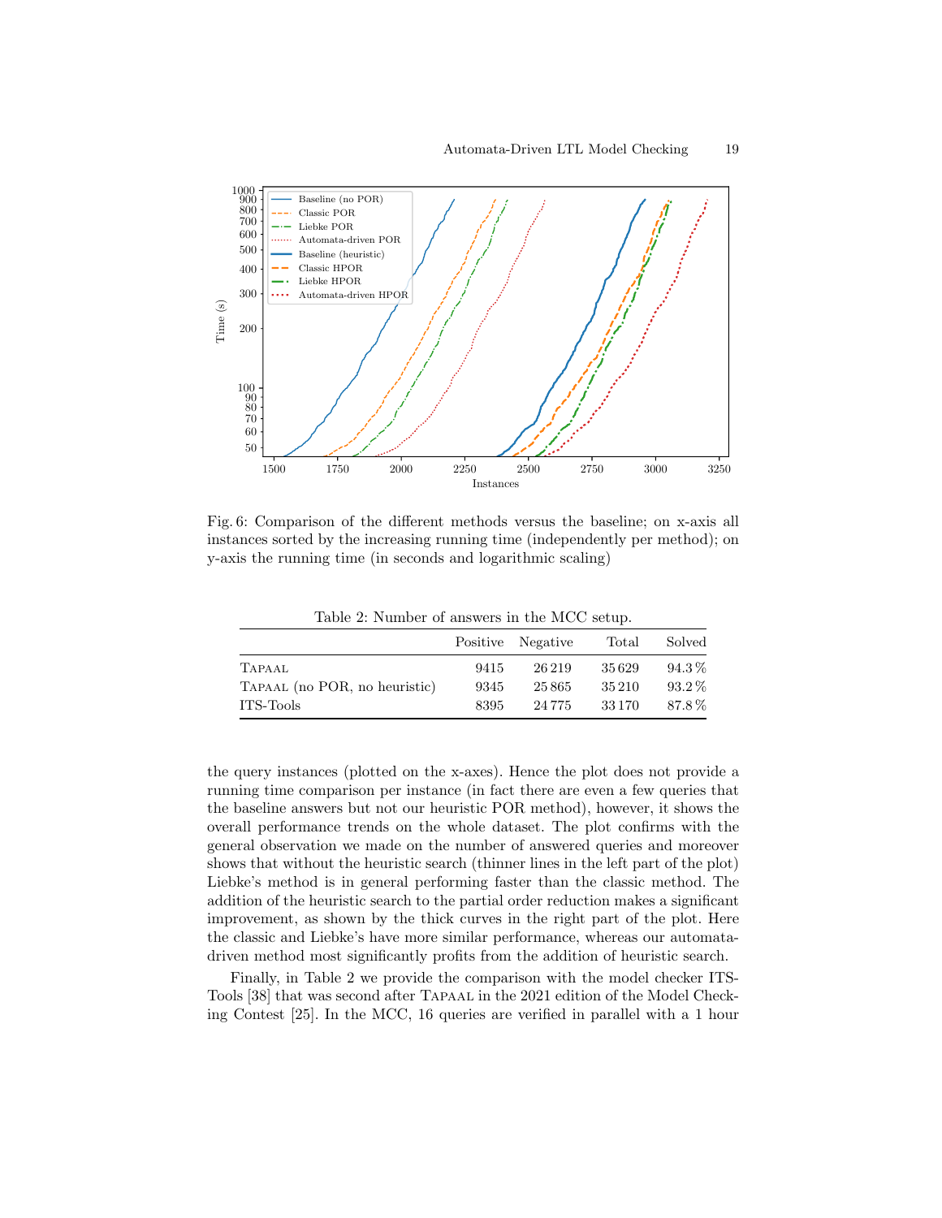Fig. 6: Comparison of the different methods versus the baseline; on x-axis all instances sorted by the increasing running time (independently per method); on y-axis the running time (in seconds and logarithmic scaling)

Table 2: Number of answers in the MCC setup.

| | Positive | Negative | Total | Solved |
|---|---|---|---|---|
| TAPAAL | 9415 | 26 219 | 35 629 | 94.3 % |
| TAPAAL (no POR, no heuristic) | 9345 | 25 865 | 35 210 | 93.2 % |
| ITS-Tools | 8395 | 24 775 | 33 170 | 87.8 % |

the query instances (plotted on the x-axes). Hence the plot does not provide a running time comparison per instance (in fact there are even a few queries that the baseline answers but not our heuristic POR method), however, it shows the overall performance trends on the whole dataset. The plot confirms with the general observation we made on the number of answered queries and moreover shows that without the heuristic search (thinner lines in the left part of the plot) Liebke's method is in general performing faster than the classic method. The addition of the heuristic search to the partial order reduction makes a significant improvement, as shown by the thick curves in the right part of the plot. Here the classic and Liebke's have more similar performance, whereas our automata-driven method most significantly profits from the addition of heuristic search.

Finally, in Table 2 we provide the comparison with the model checker ITS-Tools [38] that was second after TAPAAL in the 2021 edition of the Model Checking Contest [25]. In the MCC, 16 queries are verified in parallel with a 1 hour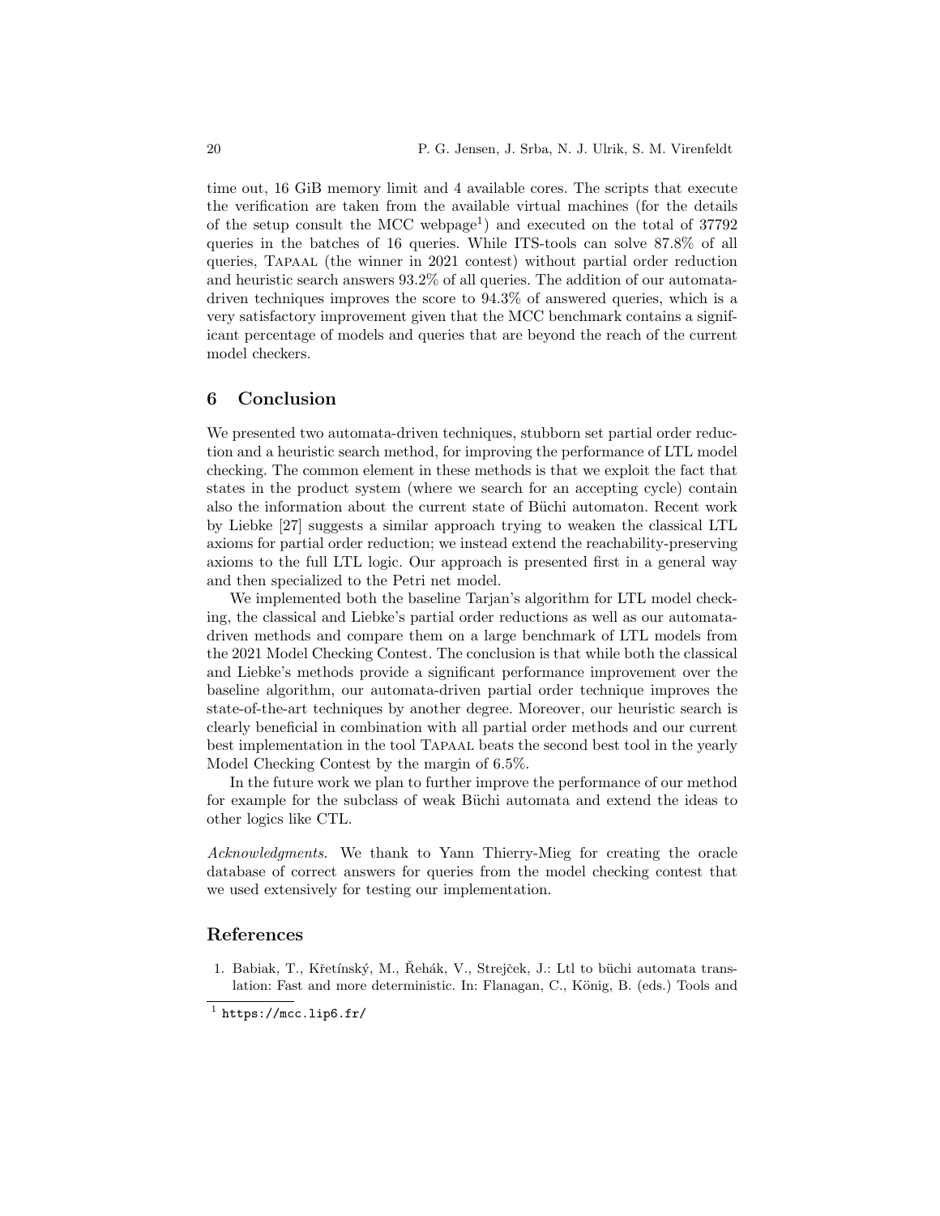time out, 16 GiB memory limit and 4 available cores. The scripts that execute the verification are taken from the available virtual machines (for the details of the setup consult the MCC webpage[1]) and executed on the total of 37792 queries in the batches of 16 queries. While ITS-tools can solve 87.8% of all queries, Tapaal (the winner in 2021 contest) without partial order reduction and heuristic search answers 93.2% of all queries. The addition of our automata-driven techniques improves the score to 94.3% of answered queries, which is a very satisfactory improvement given that the MCC benchmark contains a significant percentage of models and queries that are beyond the reach of the current model checkers.

## 6 Conclusion

We presented two automata-driven techniques, stubborn set partial order reduction and a heuristic search method, for improving the performance of LTL model checking. The common element in these methods is that we exploit the fact that states in the product system (where we search for an accepting cycle) contain also the information about the current state of Büchi automaton. Recent work by Liebke [27] suggests a similar approach trying to weaken the classical LTL axioms for partial order reduction; we instead extend the reachability-preserving axioms to the full LTL logic. Our approach is presented first in a general way and then specialized to the Petri net model.

We implemented both the baseline Tarjan's algorithm for LTL model checking, the classical and Liebke's partial order reductions as well as our automata-driven methods and compare them on a large benchmark of LTL models from the 2021 Model Checking Contest. The conclusion is that while both the classical and Liebke's methods provide a significant performance improvement over the baseline algorithm, our automata-driven partial order technique improves the state-of-the-art techniques by another degree. Moreover, our heuristic search is clearly beneficial in combination with all partial order methods and our current best implementation in the tool Tapaal beats the second best tool in the yearly Model Checking Contest by the margin of 6.5%.

In the future work we plan to further improve the performance of our method for example for the subclass of weak Büchi automata and extend the ideas to other logics like CTL.

*Acknowledgments.* We thank to Yann Thierry-Mieg for creating the oracle database of correct answers for queries from the model checking contest that we used extensively for testing our implementation.

## References

1. Babiak, T., Křetínský, M., Řehák, V., Strejček, J.: Ltl to büchi automata translation: Fast and more deterministic. In: Flanagan, C., König, B. (eds.) Tools and

[1] `https://mcc.lip6.fr/`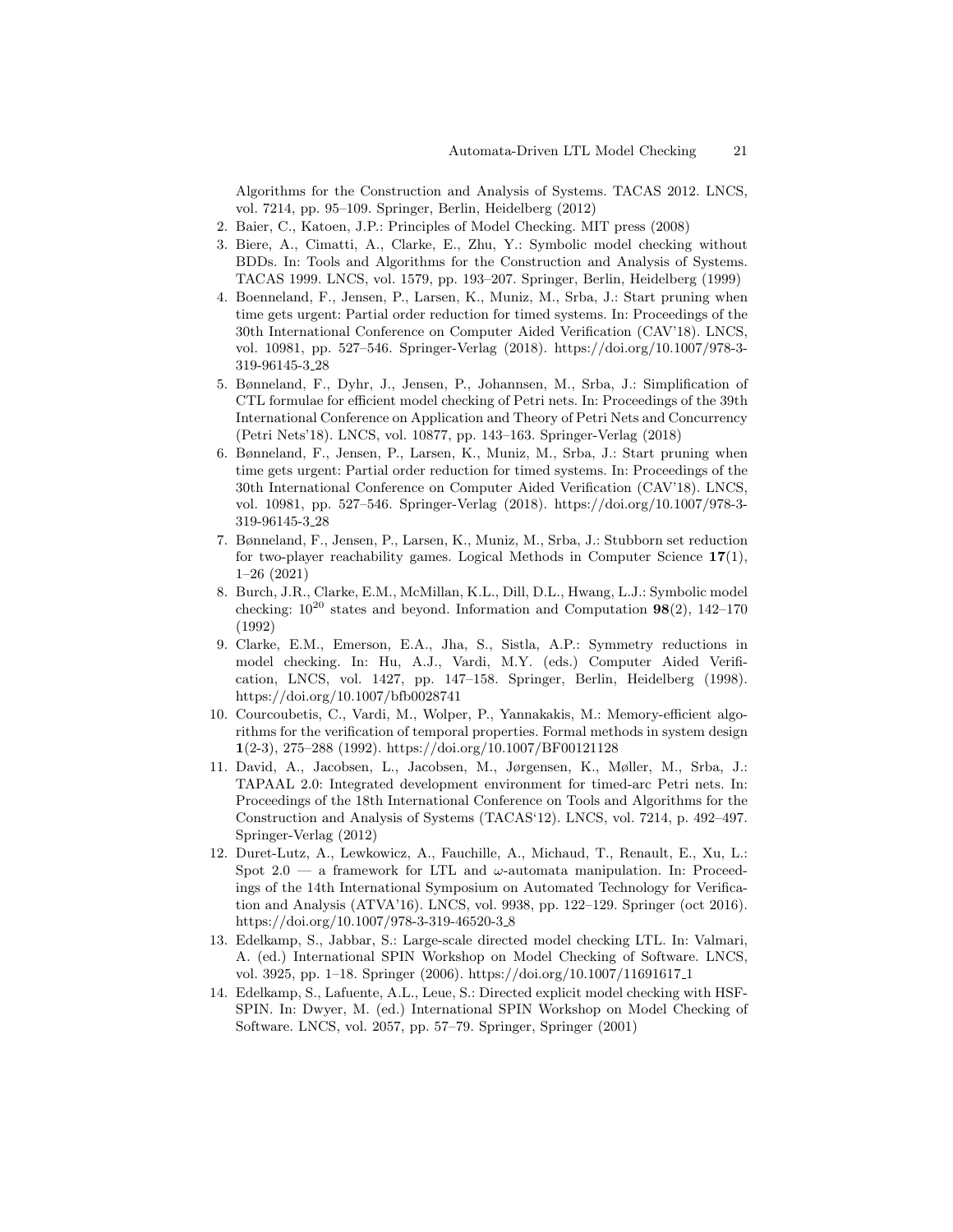Algorithms for the Construction and Analysis of Systems. TACAS 2012. LNCS, vol. 7214, pp. 95–109. Springer, Berlin, Heidelberg (2012)

2. Baier, C., Katoen, J.P.: Principles of Model Checking. MIT press (2008)
3. Biere, A., Cimatti, A., Clarke, E., Zhu, Y.: Symbolic model checking without BDDs. In: Tools and Algorithms for the Construction and Analysis of Systems. TACAS 1999. LNCS, vol. 1579, pp. 193–207. Springer, Berlin, Heidelberg (1999)
4. Boenneland, F., Jensen, P., Larsen, K., Muniz, M., Srba, J.: Start pruning when time gets urgent: Partial order reduction for timed systems. In: Proceedings of the 30th International Conference on Computer Aided Verification (CAV'18). LNCS, vol. 10981, pp. 527–546. Springer-Verlag (2018). https://doi.org/10.1007/978-3-319-96145-3_28
5. Bønneland, F., Dyhr, J., Jensen, P., Johannsen, M., Srba, J.: Simplification of CTL formulae for efficient model checking of Petri nets. In: Proceedings of the 39th International Conference on Application and Theory of Petri Nets and Concurrency (Petri Nets'18). LNCS, vol. 10877, pp. 143–163. Springer-Verlag (2018)
6. Bønneland, F., Jensen, P., Larsen, K., Muniz, M., Srba, J.: Start pruning when time gets urgent: Partial order reduction for timed systems. In: Proceedings of the 30th International Conference on Computer Aided Verification (CAV'18). LNCS, vol. 10981, pp. 527–546. Springer-Verlag (2018). https://doi.org/10.1007/978-3-319-96145-3_28
7. Bønneland, F., Jensen, P., Larsen, K., Muniz, M., Srba, J.: Stubborn set reduction for two-player reachability games. Logical Methods in Computer Science **17**(1), 1–26 (2021)
8. Burch, J.R., Clarke, E.M., McMillan, K.L., Dill, D.L., Hwang, L.J.: Symbolic model checking: $10^{20}$ states and beyond. Information and Computation **98**(2), 142–170 (1992)
9. Clarke, E.M., Emerson, E.A., Jha, S., Sistla, A.P.: Symmetry reductions in model checking. In: Hu, A.J., Vardi, M.Y. (eds.) Computer Aided Verification, LNCS, vol. 1427, pp. 147–158. Springer, Berlin, Heidelberg (1998). https://doi.org/10.1007/bfb0028741
10. Courcoubetis, C., Vardi, M., Wolper, P., Yannakakis, M.: Memory-efficient algorithms for the verification of temporal properties. Formal methods in system design **1**(2-3), 275–288 (1992). https://doi.org/10.1007/BF00121128
11. David, A., Jacobsen, L., Jacobsen, M., Jørgensen, K., Møller, M., Srba, J.: TAPAAL 2.0: Integrated development environment for timed-arc Petri nets. In: Proceedings of the 18th International Conference on Tools and Algorithms for the Construction and Analysis of Systems (TACAS'12). LNCS, vol. 7214, p. 492–497. Springer-Verlag (2012)
12. Duret-Lutz, A., Lewkowicz, A., Fauchille, A., Michaud, T., Renault, E., Xu, L.: Spot 2.0 — a framework for LTL and $\omega$-automata manipulation. In: Proceedings of the 14th International Symposium on Automated Technology for Verification and Analysis (ATVA'16). LNCS, vol. 9938, pp. 122–129. Springer (oct 2016). https://doi.org/10.1007/978-3-319-46520-3_8
13. Edelkamp, S., Jabbar, S.: Large-scale directed model checking LTL. In: Valmari, A. (ed.) International SPIN Workshop on Model Checking of Software. LNCS, vol. 3925, pp. 1–18. Springer (2006). https://doi.org/10.1007/11691617_1
14. Edelkamp, S., Lafuente, A.L., Leue, S.: Directed explicit model checking with HSF-SPIN. In: Dwyer, M. (ed.) International SPIN Workshop on Model Checking of Software. LNCS, vol. 2057, pp. 57–79. Springer, Springer (2001)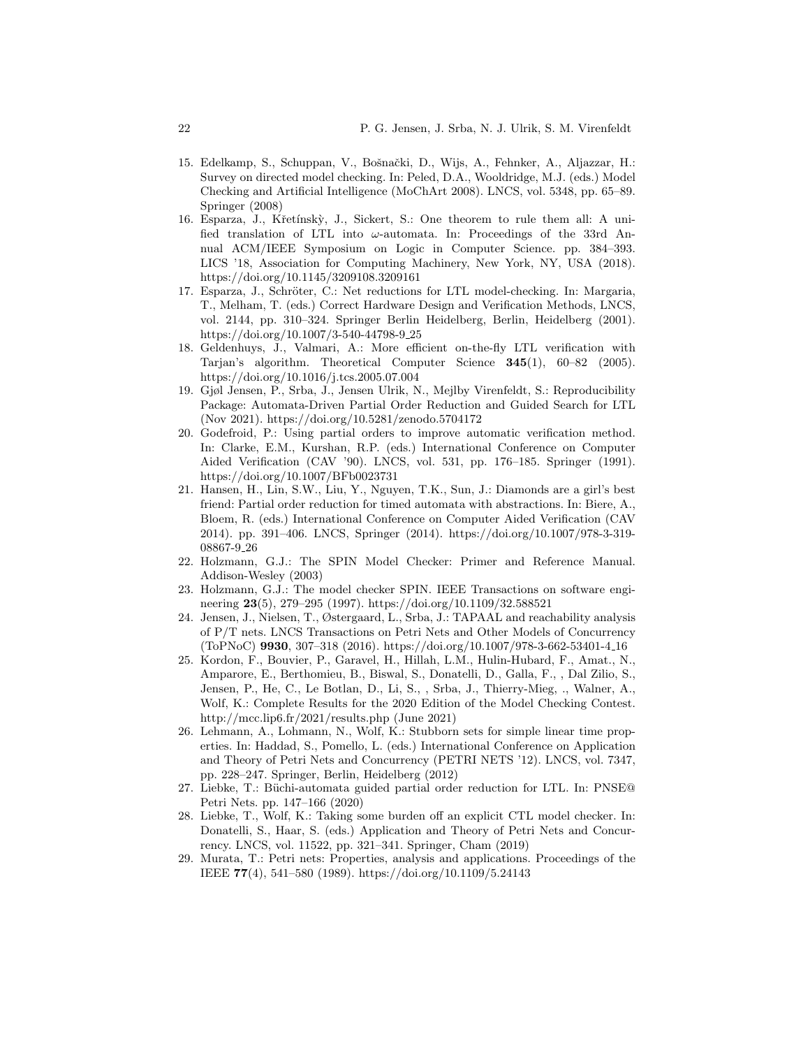15. Edelkamp, S., Schuppan, V., Bošnački, D., Wijs, A., Fehnker, A., Aljazzar, H.: Survey on directed model checking. In: Peled, D.A., Wooldridge, M.J. (eds.) Model Checking and Artificial Intelligence (MoChArt 2008). LNCS, vol. 5348, pp. 65–89. Springer (2008)
16. Esparza, J., Křetínskỳ, J., Sickert, S.: One theorem to rule them all: A unified translation of LTL into $\omega$-automata. In: Proceedings of the 33rd Annual ACM/IEEE Symposium on Logic in Computer Science. pp. 384–393. LICS '18, Association for Computing Machinery, New York, NY, USA (2018). https://doi.org/10.1145/3209108.3209161
17. Esparza, J., Schröter, C.: Net reductions for LTL model-checking. In: Margaria, T., Melham, T. (eds.) Correct Hardware Design and Verification Methods, LNCS, vol. 2144, pp. 310–324. Springer Berlin Heidelberg, Berlin, Heidelberg (2001). https://doi.org/10.1007/3-540-44798-9_25
18. Geldenhuys, J., Valmari, A.: More efficient on-the-fly LTL verification with Tarjan's algorithm. Theoretical Computer Science **345**(1), 60–82 (2005). https://doi.org/10.1016/j.tcs.2005.07.004
19. Gjøl Jensen, P., Srba, J., Jensen Ulrik, N., Mejlby Virenfeldt, S.: Reproducibility Package: Automata-Driven Partial Order Reduction and Guided Search for LTL (Nov 2021). https://doi.org/10.5281/zenodo.5704172
20. Godefroid, P.: Using partial orders to improve automatic verification method. In: Clarke, E.M., Kurshan, R.P. (eds.) International Conference on Computer Aided Verification (CAV '90). LNCS, vol. 531, pp. 176–185. Springer (1991). https://doi.org/10.1007/BFb0023731
21. Hansen, H., Lin, S.W., Liu, Y., Nguyen, T.K., Sun, J.: Diamonds are a girl's best friend: Partial order reduction for timed automata with abstractions. In: Biere, A., Bloem, R. (eds.) International Conference on Computer Aided Verification (CAV 2014). pp. 391–406. LNCS, Springer (2014). https://doi.org/10.1007/978-3-319-08867-9_26
22. Holzmann, G.J.: The SPIN Model Checker: Primer and Reference Manual. Addison-Wesley (2003)
23. Holzmann, G.J.: The model checker SPIN. IEEE Transactions on software engineering **23**(5), 279–295 (1997). https://doi.org/10.1109/32.588521
24. Jensen, J., Nielsen, T., Østergaard, L., Srba, J.: TAPAAL and reachability analysis of P/T nets. LNCS Transactions on Petri Nets and Other Models of Concurrency (ToPNoC) **9930**, 307–318 (2016). https://doi.org/10.1007/978-3-662-53401-4_16
25. Kordon, F., Bouvier, P., Garavel, H., Hillah, L.M., Hulin-Hubard, F., Amat., N., Amparore, E., Berthomieu, B., Biswal, S., Donatelli, D., Galla, F., , Dal Zilio, S., Jensen, P., He, C., Le Botlan, D., Li, S., , Srba, J., Thierry-Mieg, ., Walner, A., Wolf, K.: Complete Results for the 2020 Edition of the Model Checking Contest. http://mcc.lip6.fr/2021/results.php (June 2021)
26. Lehmann, A., Lohmann, N., Wolf, K.: Stubborn sets for simple linear time properties. In: Haddad, S., Pomello, L. (eds.) International Conference on Application and Theory of Petri Nets and Concurrency (PETRI NETS '12). LNCS, vol. 7347, pp. 228–247. Springer, Berlin, Heidelberg (2012)
27. Liebke, T.: Büchi-automata guided partial order reduction for LTL. In: PNSE@ Petri Nets. pp. 147–166 (2020)
28. Liebke, T., Wolf, K.: Taking some burden off an explicit CTL model checker. In: Donatelli, S., Haar, S. (eds.) Application and Theory of Petri Nets and Concurrency. LNCS, vol. 11522, pp. 321–341. Springer, Cham (2019)
29. Murata, T.: Petri nets: Properties, analysis and applications. Proceedings of the IEEE **77**(4), 541–580 (1989). https://doi.org/10.1109/5.24143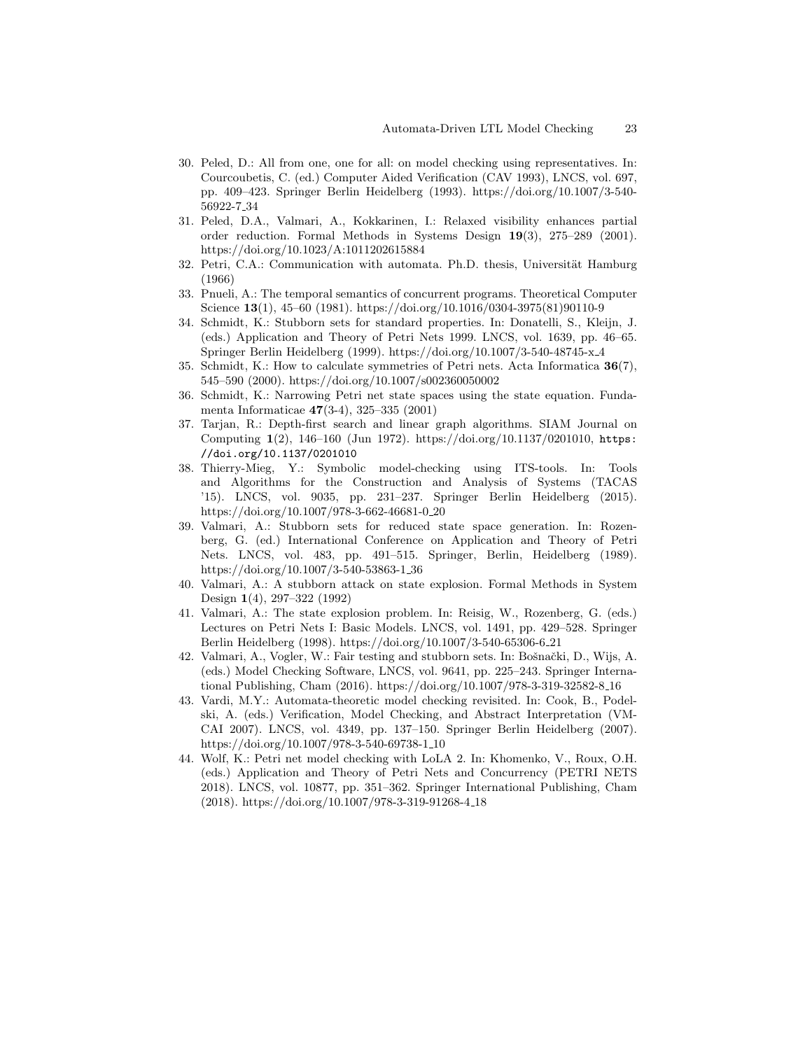30. Peled, D.: All from one, one for all: on model checking using representatives. In: Courcoubetis, C. (ed.) Computer Aided Verification (CAV 1993), LNCS, vol. 697, pp. 409–423. Springer Berlin Heidelberg (1993). https://doi.org/10.1007/3-540-56922-7_34
31. Peled, D.A., Valmari, A., Kokkarinen, I.: Relaxed visibility enhances partial order reduction. Formal Methods in Systems Design **19**(3), 275–289 (2001). https://doi.org/10.1023/A:1011202615884
32. Petri, C.A.: Communication with automata. Ph.D. thesis, Universität Hamburg (1966)
33. Pnueli, A.: The temporal semantics of concurrent programs. Theoretical Computer Science **13**(1), 45–60 (1981). https://doi.org/10.1016/0304-3975(81)90110-9
34. Schmidt, K.: Stubborn sets for standard properties. In: Donatelli, S., Kleijn, J. (eds.) Application and Theory of Petri Nets 1999. LNCS, vol. 1639, pp. 46–65. Springer Berlin Heidelberg (1999). https://doi.org/10.1007/3-540-48745-x_4
35. Schmidt, K.: How to calculate symmetries of Petri nets. Acta Informatica **36**(7), 545–590 (2000). https://doi.org/10.1007/s002360050002
36. Schmidt, K.: Narrowing Petri net state spaces using the state equation. Fundamenta Informaticae **47**(3-4), 325–335 (2001)
37. Tarjan, R.: Depth-first search and linear graph algorithms. SIAM Journal on Computing **1**(2), 146–160 (Jun 1972). https://doi.org/10.1137/0201010, `https://doi.org/10.1137/0201010`
38. Thierry-Mieg, Y.: Symbolic model-checking using ITS-tools. In: Tools and Algorithms for the Construction and Analysis of Systems (TACAS '15). LNCS, vol. 9035, pp. 231–237. Springer Berlin Heidelberg (2015). https://doi.org/10.1007/978-3-662-46681-0_20
39. Valmari, A.: Stubborn sets for reduced state space generation. In: Rozenberg, G. (ed.) International Conference on Application and Theory of Petri Nets. LNCS, vol. 483, pp. 491–515. Springer, Berlin, Heidelberg (1989). https://doi.org/10.1007/3-540-53863-1_36
40. Valmari, A.: A stubborn attack on state explosion. Formal Methods in System Design **1**(4), 297–322 (1992)
41. Valmari, A.: The state explosion problem. In: Reisig, W., Rozenberg, G. (eds.) Lectures on Petri Nets I: Basic Models. LNCS, vol. 1491, pp. 429–528. Springer Berlin Heidelberg (1998). https://doi.org/10.1007/3-540-65306-6_21
42. Valmari, A., Vogler, W.: Fair testing and stubborn sets. In: Bošnački, D., Wijs, A. (eds.) Model Checking Software, LNCS, vol. 9641, pp. 225–243. Springer International Publishing, Cham (2016). https://doi.org/10.1007/978-3-319-32582-8_16
43. Vardi, M.Y.: Automata-theoretic model checking revisited. In: Cook, B., Podelski, A. (eds.) Verification, Model Checking, and Abstract Interpretation (VMCAI 2007). LNCS, vol. 4349, pp. 137–150. Springer Berlin Heidelberg (2007). https://doi.org/10.1007/978-3-540-69738-1_10
44. Wolf, K.: Petri net model checking with LoLA 2. In: Khomenko, V., Roux, O.H. (eds.) Application and Theory of Petri Nets and Concurrency (PETRI NETS 2018). LNCS, vol. 10877, pp. 351–362. Springer International Publishing, Cham (2018). https://doi.org/10.1007/978-3-319-91268-4_18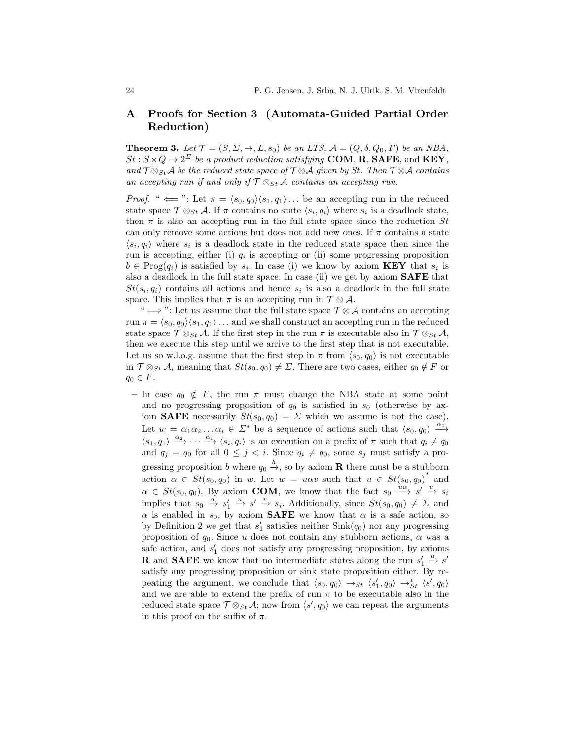## A Proofs for Section 3 (Automata-Guided Partial Order Reduction)

**Theorem 3.** *Let $\mathcal{T} = (S, \Sigma, \rightarrow, L, s_0)$ be an LTS, $\mathcal{A} = (Q, \delta, Q_0, F)$ be an NBA, $St : S \times Q \rightarrow 2^{\Sigma}$ be a product reduction satisfying* **COM**, **R**, **SAFE**, *and* **KEY**, *and $\mathcal{T} \otimes_{St} \mathcal{A}$ be the reduced state space of $\mathcal{T} \otimes \mathcal{A}$ given by $St$. Then $\mathcal{T} \otimes \mathcal{A}$ contains an accepting run if and only if $\mathcal{T} \otimes_{St} \mathcal{A}$ contains an accepting run.*

*Proof.* " $\Longleftarrow$ ": Let $\pi = \langle s_0, q_0 \rangle \langle s_1, q_1 \rangle \ldots$ be an accepting run in the reduced state space $\mathcal{T} \otimes_{St} \mathcal{A}$. If $\pi$ contains no state $\langle s_i, q_i \rangle$ where $s_i$ is a deadlock state, then $\pi$ is also an accepting run in the full state space since the reduction $St$ can only remove some actions but does not add new ones. If $\pi$ contains a state $\langle s_i, q_i \rangle$ where $s_i$ is a deadlock state in the reduced state space then since the run is accepting, either (i) $q_i$ is accepting or (ii) some progressing proposition $b \in \text{Prog}(q_i)$ is satisfied by $s_i$. In case (i) we know by axiom **KEY** that $s_i$ is also a deadlock in the full state space. In case (ii) we get by axiom **SAFE** that $St(s_i, q_i)$ contains all actions and hence $s_i$ is also a deadlock in the full state space. This implies that $\pi$ is an accepting run in $\mathcal{T} \otimes \mathcal{A}$.

" $\Longrightarrow$ ": Let us assume that the full state space $\mathcal{T} \otimes \mathcal{A}$ contains an accepting run $\pi = \langle s_0, q_0 \rangle \langle s_1, q_1 \rangle \ldots$ and we shall construct an accepting run in the reduced state space $\mathcal{T} \otimes_{St} \mathcal{A}$. If the first step in the run $\pi$ is executable also in $\mathcal{T} \otimes_{St} \mathcal{A}$, then we execute this step until we arrive to the first step that is not executable. Let us so w.l.o.g. assume that the first step in $\pi$ from $\langle s_0, q_0 \rangle$ is not executable in $\mathcal{T} \otimes_{St} \mathcal{A}$, meaning that $St(s_0, q_0) \neq \Sigma$. There are two cases, either $q_0 \notin F$ or $q_0 \in F$.

- In case $q_0 \notin F$, the run $\pi$ must change the NBA state at some point and no progressing proposition of $q_0$ is satisfied in $s_0$ (otherwise by axiom **SAFE** necessarily $St(s_0, q_0) = \Sigma$ which we assume is not the case). Let $w = \alpha_1 \alpha_2 \ldots \alpha_i \in \Sigma^*$ be a sequence of actions such that $\langle s_0, q_0 \rangle \xrightarrow{\alpha_1} \langle s_1, q_1 \rangle \xrightarrow{\alpha_2} \cdots \xrightarrow{\alpha_i} \langle s_i, q_i \rangle$ is an execution on a prefix of $\pi$ such that $q_i \neq q_0$ and $q_j = q_0$ for all $0 \leq j < i$. Since $q_i \neq q_0$, some $s_j$ must satisfy a progressing proposition $b$ where $q_0 \xrightarrow{b}$, so by axiom **R** there must be a stubborn action $\alpha \in St(s_0, q_0)$ in $w$. Let $w = u\alpha v$ such that $u \in \overline{St(s_0, q_0)}^*$ and $\alpha \in St(s_0, q_0)$. By axiom **COM**, we know that the fact $s_0 \xrightarrow{u\alpha} s' \xrightarrow{v} s_i$ implies that $s_0 \xrightarrow{\alpha} s'_1 \xrightarrow{u} s' \xrightarrow{v} s_i$. Additionally, since $St(s_0, q_0) \neq \Sigma$ and $\alpha$ is enabled in $s_0$, by axiom **SAFE** we know that $\alpha$ is a safe action, so by Definition 2 we get that $s'_1$ satisfies neither $\text{Sink}(q_0)$ nor any progressing proposition of $q_0$. Since $u$ does not contain any stubborn actions, $\alpha$ was a safe action, and $s'_1$ does not satisfy any progressing proposition, by axioms **R** and **SAFE** we know that no intermediate states along the run $s'_1 \xrightarrow{u} s'$ satisfy any progressing proposition or sink state proposition either. By repeating the argument, we conclude that $\langle s_0, q_0 \rangle \rightarrow_{St} \langle s'_1, q_0 \rangle \rightarrow^*_{St} \langle s', q_0 \rangle$ and we are able to extend the prefix of run $\pi$ to be executable also in the reduced state space $\mathcal{T} \otimes_{St} \mathcal{A}$; now from $\langle s', q_0 \rangle$ we can repeat the arguments in this proof on the suffix of $\pi$.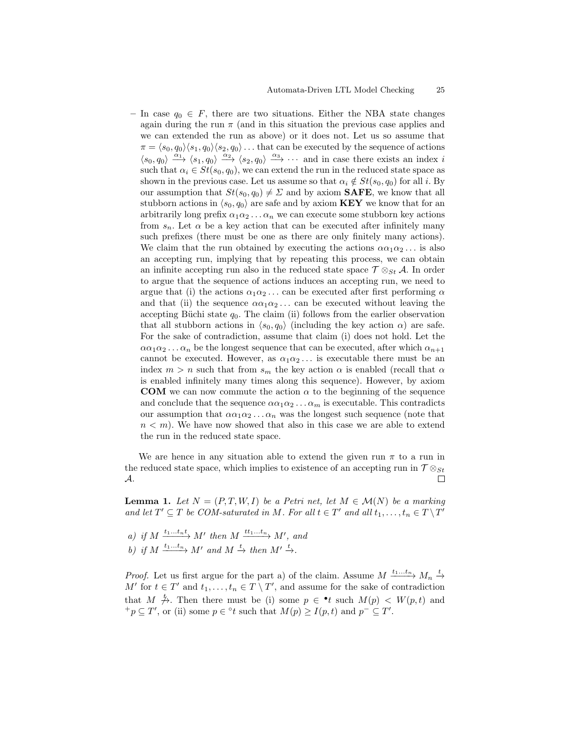– In case $q_0 \in F$, there are two situations. Either the NBA state changes again during the run $\pi$ (and in this situation the previous case applies and we can extended the run as above) or it does not. Let us so assume that $\pi = \langle s_0, q_0\rangle\langle s_1, q_0\rangle\langle s_2, q_0\rangle \ldots$ that can be executed by the sequence of actions $\langle s_0, q_0\rangle \xrightarrow{\alpha_1} \langle s_1, q_0\rangle \xrightarrow{\alpha_2} \langle s_2, q_0\rangle \xrightarrow{\alpha_3} \cdots$ and in case there exists an index $i$ such that $\alpha_i \in St(s_0, q_0)$, we can extend the run in the reduced state space as shown in the previous case. Let us assume so that $\alpha_i \notin St(s_0, q_0)$ for all $i$. By our assumption that $St(s_0, q_0) \neq \Sigma$ and by axiom **SAFE**, we know that all stubborn actions in $\langle s_0, q_0\rangle$ are safe and by axiom **KEY** we know that for an arbitrarily long prefix $\alpha_1\alpha_2 \ldots \alpha_n$ we can execute some stubborn key actions from $s_n$. Let $\alpha$ be a key action that can be executed after infinitely many such prefixes (there must be one as there are only finitely many actions). We claim that the run obtained by executing the actions $\alpha\alpha_1\alpha_2 \ldots$ is also an accepting run, implying that by repeating this process, we can obtain an infinite accepting run also in the reduced state space $\mathcal{T} \otimes_{St} \mathcal{A}$. In order to argue that the sequence of actions induces an accepting run, we need to argue that (i) the actions $\alpha_1\alpha_2 \ldots$ can be executed after first performing $\alpha$ and that (ii) the sequence $\alpha\alpha_1\alpha_2 \ldots$ can be executed without leaving the accepting Büchi state $q_0$. The claim (ii) follows from the earlier observation that all stubborn actions in $\langle s_0, q_0\rangle$ (including the key action $\alpha$) are safe. For the sake of contradiction, assume that claim (i) does not hold. Let the $\alpha\alpha_1\alpha_2 \ldots \alpha_n$ be the longest sequence that can be executed, after which $\alpha_{n+1}$ cannot be executed. However, as $\alpha_1\alpha_2 \ldots$ is executable there must be an index $m > n$ such that from $s_m$ the key action $\alpha$ is enabled (recall that $\alpha$ is enabled infinitely many times along this sequence). However, by axiom **COM** we can now commute the action $\alpha$ to the beginning of the sequence and conclude that the sequence $\alpha\alpha_1\alpha_2 \ldots \alpha_m$ is executable. This contradicts our assumption that $\alpha\alpha_1\alpha_2 \ldots \alpha_n$ was the longest such sequence (note that $n < m$). We have now showed that also in this case we are able to extend the run in the reduced state space.

We are hence in any situation able to extend the given run $\pi$ to a run in the reduced state space, which implies to existence of an accepting run in $\mathcal{T} \otimes_{St} \mathcal{A}$. $\square$

**Lemma 1.** *Let $N = (P, T, W, I)$ be a Petri net, let $M \in \mathcal{M}(N)$ be a marking and let $T' \subseteq T$ be COM-saturated in $M$. For all $t \in T'$ and all $t_1, \ldots, t_n \in T \setminus T'$*

*a) if $M \xrightarrow{t_1 \ldots t_n t} M'$ then $M \xrightarrow{t t_1 \ldots t_n} M'$, and*

*b) if $M \xrightarrow{t_1 \ldots t_n} M'$ and $M \xrightarrow{t}$ then $M' \xrightarrow{t}$.*

*Proof.* Let us first argue for the part a) of the claim. Assume $M \xrightarrow{t_1 \ldots t_n} M_n \xrightarrow{t} M'$ for $t \in T'$ and $t_1, \ldots, t_n \in T \setminus T'$, and assume for the sake of contradiction that $M \not\xrightarrow{t}$. Then there must be (i) some $p \in {}^\bullet t$ such $M(p) < W(p, t)$ and ${}^+p \subseteq T'$, or (ii) some $p \in {}^\circ t$ such that $M(p) \geq I(p, t)$ and $p^- \subseteq T'$.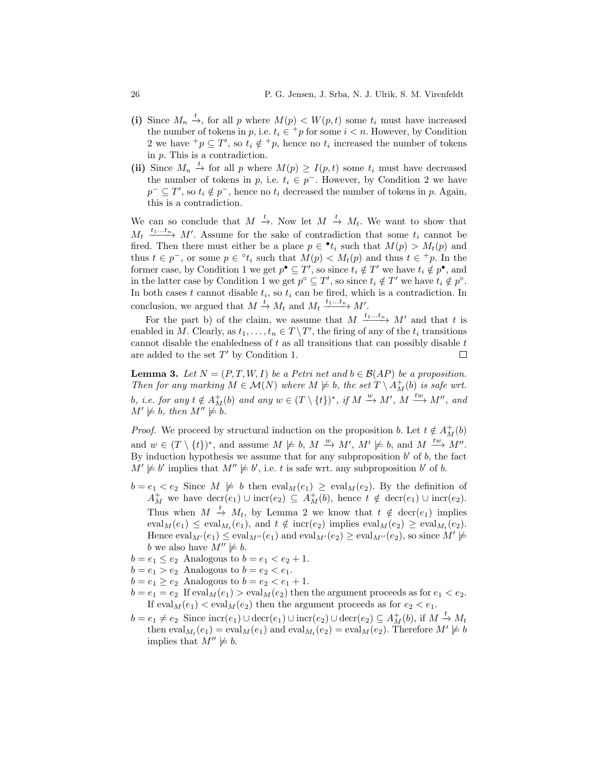**(i)** Since $M_n \xrightarrow{t}$, for all $p$ where $M(p) < W(p,t)$ some $t_i$ must have increased the number of tokens in $p$, i.e. $t_i \in {}^{+}p$ for some $i < n$. However, by Condition 2 we have ${}^{+}p \subseteq T'$, so $t_i \notin {}^{+}p$, hence no $t_i$ increased the number of tokens in $p$. This is a contradiction.

**(ii)** Since $M_n \xrightarrow{t}$ for all $p$ where $M(p) \geq I(p,t)$ some $t_i$ must have decreased the number of tokens in $p$, i.e. $t_i \in p^{-}$. However, by Condition 2 we have $p^{-} \subseteq T'$, so $t_i \notin p^{-}$, hence no $t_i$ decreased the number of tokens in $p$. Again, this is a contradiction.

We can so conclude that $M \xrightarrow{t}$. Now let $M \xrightarrow{t} M_t$. We want to show that $M_t \xrightarrow{t_1 \ldots t_n} M'$. Assume for the sake of contradiction that some $t_i$ cannot be fired. Then there must either be a place $p \in {}^{\bullet}t_i$ such that $M(p) > M_t(p)$ and thus $t \in p^{-}$, or some $p \in {}^{\circ}t_i$ such that $M(p) < M_t(p)$ and thus $t \in {}^{+}p$. In the former case, by Condition 1 we get $p^{\bullet} \subseteq T'$, so since $t_i \notin T'$ we have $t_i \notin p^{\bullet}$, and in the latter case by Condition 1 we get $p^{\circ} \subseteq T'$, so since $t_i \notin T'$ we have $t_i \notin p^{\circ}$. In both cases $t$ cannot disable $t_i$, so $t_i$ can be fired, which is a contradiction. In conclusion, we argued that $M \xrightarrow{t} M_t$ and $M_t \xrightarrow{t_1 \ldots t_n} M'$.

For the part b) of the claim, we assume that $M \xrightarrow{t_1 \ldots t_n} M'$ and that $t$ is enabled in $M$. Clearly, as $t_1, \ldots, t_n \in T \setminus T'$, the firing of any of the $t_i$ transitions cannot disable the enabledness of $t$ as all transitions that can possibly disable $t$ are added to the set $T'$ by Condition 1. □

**Lemma 3.** *Let $N = (P, T, W, I)$ be a Petri net and $b \in \mathcal{B}(AP)$ be a proposition. Then for any marking $M \in \mathcal{M}(N)$ where $M \not\models b$, the set $T \setminus A^{+}_{M}(b)$ is safe wrt. $b$, i.e. for any $t \notin A^{+}_{M}(b)$ and any $w \in (T \setminus \{t\})^*$, if $M \xrightarrow{w} M'$, $M \xrightarrow{tw} M''$, and $M' \not\models b$, then $M'' \not\models b$.*

*Proof.* We proceed by structural induction on the proposition $b$. Let $t \notin A^{+}_{M}(b)$ and $w \in (T \setminus \{t\})^*$, and assume $M \not\models b$, $M \xrightarrow{w} M'$, $M' \not\models b$, and $M \xrightarrow{tw} M''$. By induction hypothesis we assume that for any subproposition $b'$ of $b$, the fact $M' \not\models b'$ implies that $M'' \not\models b'$, i.e. $t$ is safe wrt. any subproposition $b'$ of $b$.

- $b = e_1 < e_2$ Since $M \not\models b$ then $\mathrm{eval}_M(e_1) \geq \mathrm{eval}_M(e_2)$. By the definition of $A^{+}_{M}$ we have $\mathrm{decr}(e_1) \cup \mathrm{incr}(e_2) \subseteq A^{+}_{M}(b)$, hence $t \notin \mathrm{decr}(e_1) \cup \mathrm{incr}(e_2)$. Thus when $M \xrightarrow{t} M_t$, by Lemma 2 we know that $t \notin \mathrm{decr}(e_1)$ implies $\mathrm{eval}_M(e_1) \leq \mathrm{eval}_{M_t}(e_1)$, and $t \notin \mathrm{incr}(e_2)$ implies $\mathrm{eval}_M(e_2) \geq \mathrm{eval}_{M_t}(e_2)$. Hence $\mathrm{eval}_{M'}(e_1) \leq \mathrm{eval}_{M''}(e_1)$ and $\mathrm{eval}_{M'}(e_2) \geq \mathrm{eval}_{M''}(e_2)$, so since $M' \not\models b$ we also have $M'' \not\models b$.
- $b = e_1 \leq e_2$ Analogous to $b = e_1 < e_2 + 1$.
- $b = e_1 > e_2$ Analogous to $b = e_2 < e_1$.
- $b = e_1 \geq e_2$ Analogous to $b = e_2 < e_1 + 1$.
- $b = e_1 = e_2$ If $\mathrm{eval}_M(e_1) > \mathrm{eval}_M(e_2)$ then the argument proceeds as for $e_1 < e_2$. If $\mathrm{eval}_M(e_1) < \mathrm{eval}_M(e_2)$ then the argument proceeds as for $e_2 < e_1$.
- $b = e_1 \neq e_2$ Since $\mathrm{incr}(e_1) \cup \mathrm{decr}(e_1) \cup \mathrm{incr}(e_2) \cup \mathrm{decr}(e_2) \subseteq A^{+}_{M}(b)$, if $M \xrightarrow{t} M_t$ then $\mathrm{eval}_{M_t}(e_1) = \mathrm{eval}_M(e_1)$ and $\mathrm{eval}_{M_t}(e_2) = \mathrm{eval}_M(e_2)$. Therefore $M' \not\models b$ implies that $M'' \not\models b$.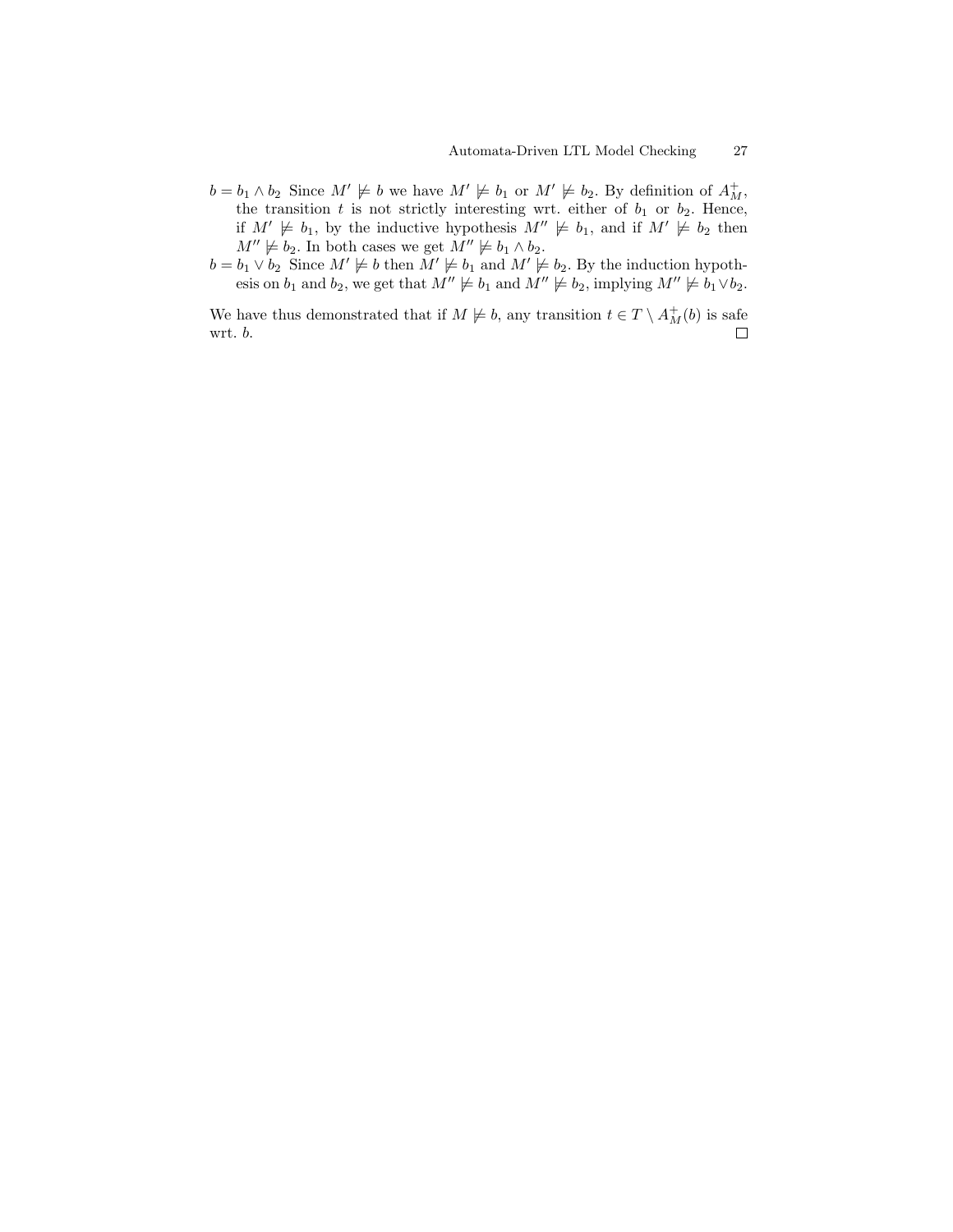- $b = b_1 \wedge b_2$ Since $M' \not\models b$ we have $M' \not\models b_1$ or $M' \not\models b_2$. By definition of $A^+_M$, the transition $t$ is not strictly interesting wrt. either of $b_1$ or $b_2$. Hence, if $M' \not\models b_1$, by the inductive hypothesis $M'' \not\models b_1$, and if $M' \not\models b_2$ then $M'' \not\models b_2$. In both cases we get $M'' \not\models b_1 \wedge b_2$.
- $b = b_1 \vee b_2$ Since $M' \not\models b$ then $M' \not\models b_1$ and $M' \not\models b_2$. By the induction hypothesis on $b_1$ and $b_2$, we get that $M'' \not\models b_1$ and $M'' \not\models b_2$, implying $M'' \not\models b_1 \vee b_2$.

We have thus demonstrated that if $M \not\models b$, any transition $t \in T \setminus A^+_M(b)$ is safe wrt. $b$. $\square$